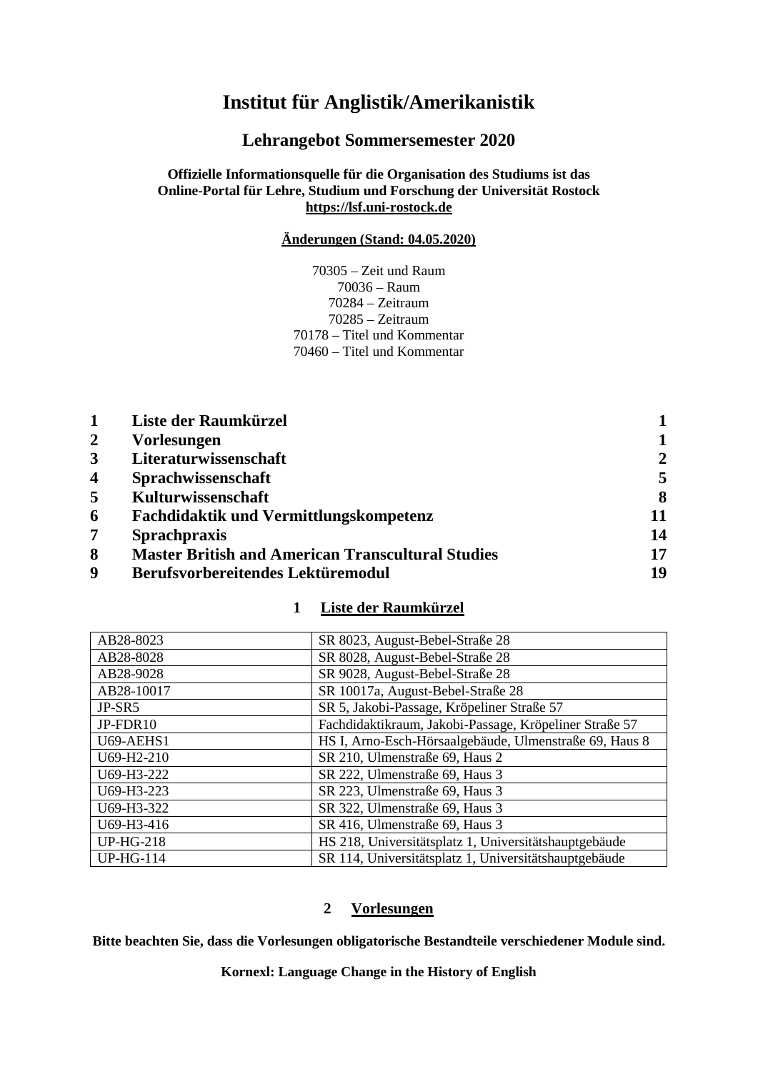# Institut für Anglistik/Amerikanistik

## Lehrangebot Sommersemester 2020

**Offizielle Informationsquelle für die Organisation des Studiums ist das Online-Portal für Lehre, Studium und Forschung der Universität Rostock**
**https://lsf.uni-rostock.de**

**Änderungen (Stand: 04.05.2020)**

70305 – Zeit und Raum
70036 – Raum
70284 – Zeitraum
70285 – Zeitraum
70178 – Titel und Kommentar
70460 – Titel und Kommentar

| | | |
|---|---|---|
| **1** | **Liste der Raumkürzel** | **1** |
| **2** | **Vorlesungen** | **1** |
| **3** | **Literaturwissenschaft** | **2** |
| **4** | **Sprachwissenschaft** | **5** |
| **5** | **Kulturwissenschaft** | **8** |
| **6** | **Fachdidaktik und Vermittlungskompetenz** | **11** |
| **7** | **Sprachpraxis** | **14** |
| **8** | **Master British and American Transcultural Studies** | **17** |
| **9** | **Berufsvorbereitendes Lektüremodul** | **19** |

## 1 Liste der Raumkürzel

| | |
|---|---|
| AB28-8023 | SR 8023, August-Bebel-Straße 28 |
| AB28-8028 | SR 8028, August-Bebel-Straße 28 |
| AB28-9028 | SR 9028, August-Bebel-Straße 28 |
| AB28-10017 | SR 10017a, August-Bebel-Straße 28 |
| JP-SR5 | SR 5, Jakobi-Passage, Kröpeliner Straße 57 |
| JP-FDR10 | Fachdidaktikraum, Jakobi-Passage, Kröpeliner Straße 57 |
| U69-AEHS1 | HS I, Arno-Esch-Hörsaalgebäude, Ulmenstraße 69, Haus 8 |
| U69-H2-210 | SR 210, Ulmenstraße 69, Haus 2 |
| U69-H3-222 | SR 222, Ulmenstraße 69, Haus 3 |
| U69-H3-223 | SR 223, Ulmenstraße 69, Haus 3 |
| U69-H3-322 | SR 322, Ulmenstraße 69, Haus 3 |
| U69-H3-416 | SR 416, Ulmenstraße 69, Haus 3 |
| UP-HG-218 | HS 218, Universitätsplatz 1, Universitätshauptgebäude |
| UP-HG-114 | SR 114, Universitätsplatz 1, Universitätshauptgebäude |

## 2 Vorlesungen

**Bitte beachten Sie, dass die Vorlesungen obligatorische Bestandteile verschiedener Module sind.**

**Kornexl: Language Change in the History of English**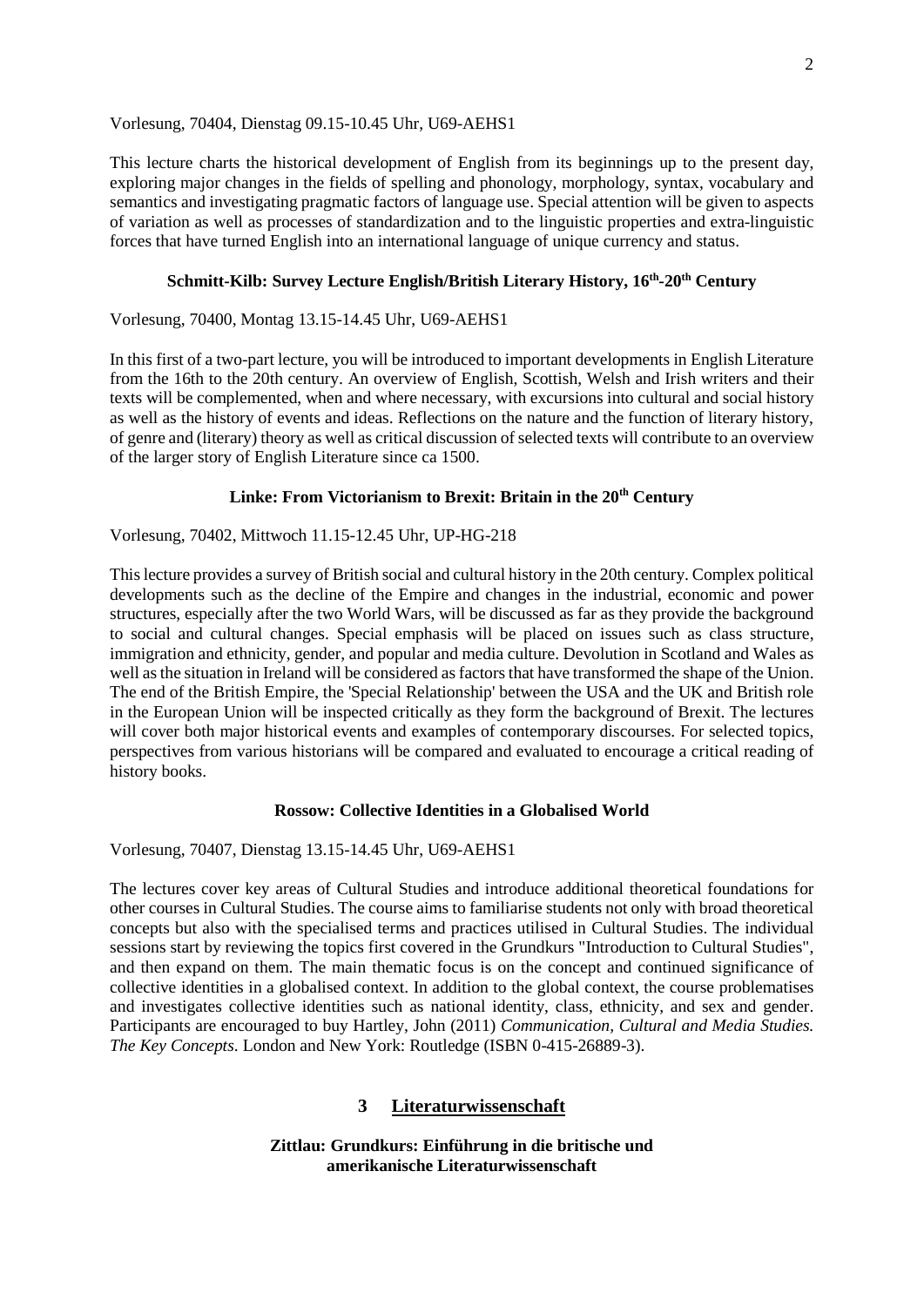Vorlesung, 70404, Dienstag 09.15-10.45 Uhr, U69-AEHS1

This lecture charts the historical development of English from its beginnings up to the present day, exploring major changes in the fields of spelling and phonology, morphology, syntax, vocabulary and semantics and investigating pragmatic factors of language use. Special attention will be given to aspects of variation as well as processes of standardization and to the linguistic properties and extra-linguistic forces that have turned English into an international language of unique currency and status.

### Schmitt-Kilb: Survey Lecture English/British Literary History, 16th-20th Century

Vorlesung, 70400, Montag 13.15-14.45 Uhr, U69-AEHS1

In this first of a two-part lecture, you will be introduced to important developments in English Literature from the 16th to the 20th century. An overview of English, Scottish, Welsh and Irish writers and their texts will be complemented, when and where necessary, with excursions into cultural and social history as well as the history of events and ideas. Reflections on the nature and the function of literary history, of genre and (literary) theory as well as critical discussion of selected texts will contribute to an overview of the larger story of English Literature since ca 1500.

### Linke: From Victorianism to Brexit: Britain in the 20th Century

Vorlesung, 70402, Mittwoch 11.15-12.45 Uhr, UP-HG-218

This lecture provides a survey of British social and cultural history in the 20th century. Complex political developments such as the decline of the Empire and changes in the industrial, economic and power structures, especially after the two World Wars, will be discussed as far as they provide the background to social and cultural changes. Special emphasis will be placed on issues such as class structure, immigration and ethnicity, gender, and popular and media culture. Devolution in Scotland and Wales as well as the situation in Ireland will be considered as factors that have transformed the shape of the Union. The end of the British Empire, the 'Special Relationship' between the USA and the UK and British role in the European Union will be inspected critically as they form the background of Brexit. The lectures will cover both major historical events and examples of contemporary discourses. For selected topics, perspectives from various historians will be compared and evaluated to encourage a critical reading of history books.

### Rossow: Collective Identities in a Globalised World

Vorlesung, 70407, Dienstag 13.15-14.45 Uhr, U69-AEHS1

The lectures cover key areas of Cultural Studies and introduce additional theoretical foundations for other courses in Cultural Studies. The course aims to familiarise students not only with broad theoretical concepts but also with the specialised terms and practices utilised in Cultural Studies. The individual sessions start by reviewing the topics first covered in the Grundkurs "Introduction to Cultural Studies", and then expand on them. The main thematic focus is on the concept and continued significance of collective identities in a globalised context. In addition to the global context, the course problematises and investigates collective identities such as national identity, class, ethnicity, and sex and gender. Participants are encouraged to buy Hartley, John (2011) *Communication, Cultural and Media Studies. The Key Concepts*. London and New York: Routledge (ISBN 0-415-26889-3).

## 3 Literaturwissenschaft

### Zittlau: Grundkurs: Einführung in die britische und amerikanische Literaturwissenschaft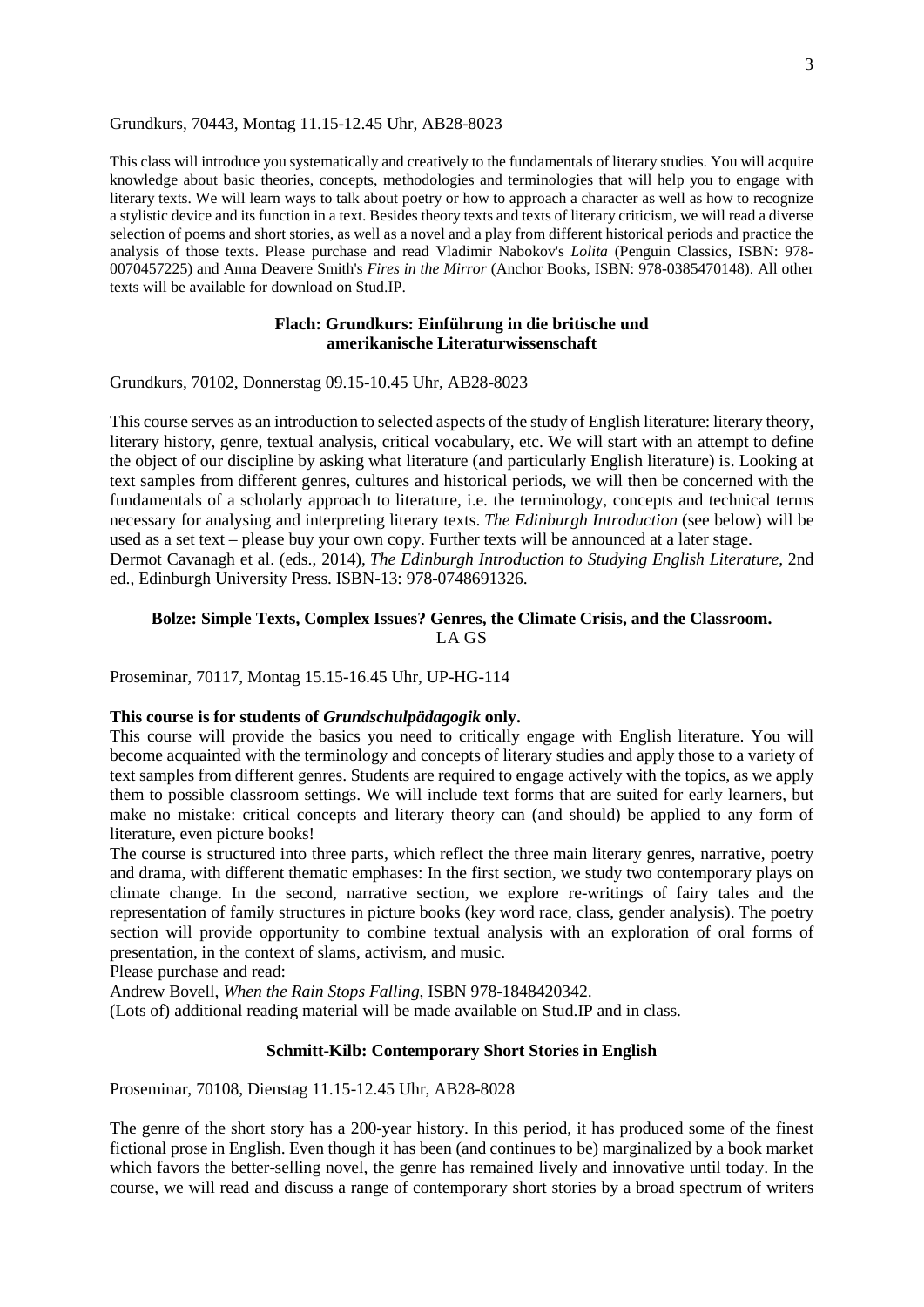Grundkurs, 70443, Montag 11.15-12.45 Uhr, AB28-8023

This class will introduce you systematically and creatively to the fundamentals of literary studies. You will acquire knowledge about basic theories, concepts, methodologies and terminologies that will help you to engage with literary texts. We will learn ways to talk about poetry or how to approach a character as well as how to recognize a stylistic device and its function in a text. Besides theory texts and texts of literary criticism, we will read a diverse selection of poems and short stories, as well as a novel and a play from different historical periods and practice the analysis of those texts. Please purchase and read Vladimir Nabokov's *Lolita* (Penguin Classics, ISBN: 978-0070457225) and Anna Deavere Smith's *Fires in the Mirror* (Anchor Books, ISBN: 978-0385470148). All other texts will be available for download on Stud.IP.

### Flach: Grundkurs: Einführung in die britische und amerikanische Literaturwissenschaft

Grundkurs, 70102, Donnerstag 09.15-10.45 Uhr, AB28-8023

This course serves as an introduction to selected aspects of the study of English literature: literary theory, literary history, genre, textual analysis, critical vocabulary, etc. We will start with an attempt to define the object of our discipline by asking what literature (and particularly English literature) is. Looking at text samples from different genres, cultures and historical periods, we will then be concerned with the fundamentals of a scholarly approach to literature, i.e. the terminology, concepts and technical terms necessary for analysing and interpreting literary texts. *The Edinburgh Introduction* (see below) will be used as a set text – please buy your own copy. Further texts will be announced at a later stage.
Dermot Cavanagh et al. (eds., 2014), *The Edinburgh Introduction to Studying English Literature*, 2nd ed., Edinburgh University Press. ISBN-13: 978-0748691326.

### Bolze: Simple Texts, Complex Issues? Genres, the Climate Crisis, and the Classroom.
LA GS

Proseminar, 70117, Montag 15.15-16.45 Uhr, UP-HG-114

**This course is for students of *Grundschulpädagogik* only.**
This course will provide the basics you need to critically engage with English literature. You will become acquainted with the terminology and concepts of literary studies and apply those to a variety of text samples from different genres. Students are required to engage actively with the topics, as we apply them to possible classroom settings. We will include text forms that are suited for early learners, but make no mistake: critical concepts and literary theory can (and should) be applied to any form of literature, even picture books!
The course is structured into three parts, which reflect the three main literary genres, narrative, poetry and drama, with different thematic emphases: In the first section, we study two contemporary plays on climate change. In the second, narrative section, we explore re-writings of fairy tales and the representation of family structures in picture books (key word race, class, gender analysis). The poetry section will provide opportunity to combine textual analysis with an exploration of oral forms of presentation, in the context of slams, activism, and music.
Please purchase and read:
Andrew Bovell, *When the Rain Stops Falling*, ISBN 978-1848420342.
(Lots of) additional reading material will be made available on Stud.IP and in class.

### Schmitt-Kilb: Contemporary Short Stories in English

Proseminar, 70108, Dienstag 11.15-12.45 Uhr, AB28-8028

The genre of the short story has a 200-year history. In this period, it has produced some of the finest fictional prose in English. Even though it has been (and continues to be) marginalized by a book market which favors the better-selling novel, the genre has remained lively and innovative until today. In the course, we will read and discuss a range of contemporary short stories by a broad spectrum of writers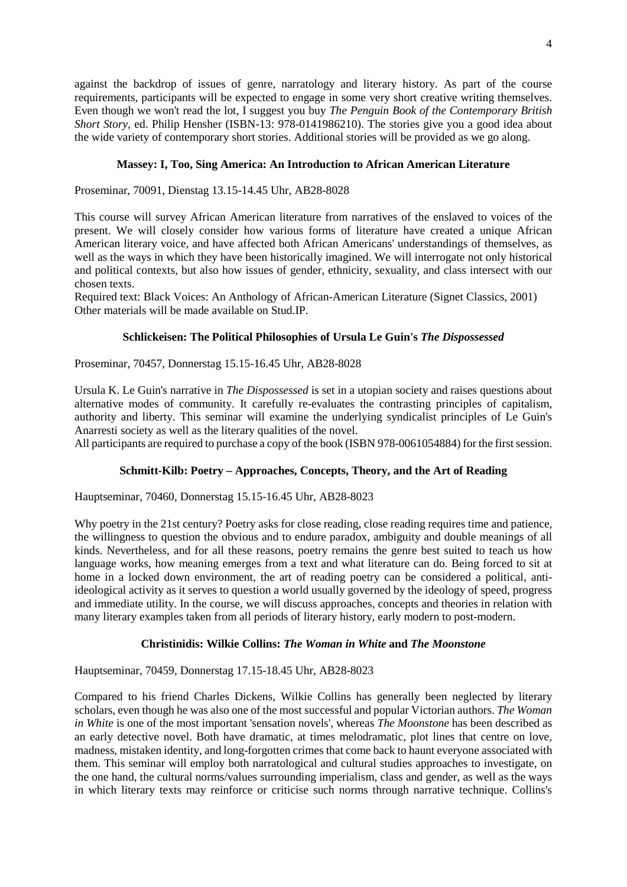against the backdrop of issues of genre, narratology and literary history. As part of the course requirements, participants will be expected to engage in some very short creative writing themselves. Even though we won't read the lot, I suggest you buy *The Penguin Book of the Contemporary British Short Story*, ed. Philip Hensher (ISBN-13: 978-0141986210). The stories give you a good idea about the wide variety of contemporary short stories. Additional stories will be provided as we go along.

### Massey: I, Too, Sing America: An Introduction to African American Literature

Proseminar, 70091, Dienstag 13.15-14.45 Uhr, AB28-8028

This course will survey African American literature from narratives of the enslaved to voices of the present. We will closely consider how various forms of literature have created a unique African American literary voice, and have affected both African Americans' understandings of themselves, as well as the ways in which they have been historically imagined. We will interrogate not only historical and political contexts, but also how issues of gender, ethnicity, sexuality, and class intersect with our chosen texts.
Required text: Black Voices: An Anthology of African-American Literature (Signet Classics, 2001)
Other materials will be made available on Stud.IP.

### Schlickeisen: The Political Philosophies of Ursula Le Guin's *The Dispossessed*

Proseminar, 70457, Donnerstag 15.15-16.45 Uhr, AB28-8028

Ursula K. Le Guin's narrative in *The Dispossessed* is set in a utopian society and raises questions about alternative modes of community. It carefully re-evaluates the contrasting principles of capitalism, authority and liberty. This seminar will examine the underlying syndicalist principles of Le Guin's Anarresti society as well as the literary qualities of the novel.
All participants are required to purchase a copy of the book (ISBN 978-0061054884) for the first session.

### Schmitt-Kilb: Poetry – Approaches, Concepts, Theory, and the Art of Reading

Hauptseminar, 70460, Donnerstag 15.15-16.45 Uhr, AB28-8023

Why poetry in the 21st century? Poetry asks for close reading, close reading requires time and patience, the willingness to question the obvious and to endure paradox, ambiguity and double meanings of all kinds. Nevertheless, and for all these reasons, poetry remains the genre best suited to teach us how language works, how meaning emerges from a text and what literature can do. Being forced to sit at home in a locked down environment, the art of reading poetry can be considered a political, anti-ideological activity as it serves to question a world usually governed by the ideology of speed, progress and immediate utility. In the course, we will discuss approaches, concepts and theories in relation with many literary examples taken from all periods of literary history, early modern to post-modern.

### Christinidis: Wilkie Collins: *The Woman in White* and *The Moonstone*

Hauptseminar, 70459, Donnerstag 17.15-18.45 Uhr, AB28-8023

Compared to his friend Charles Dickens, Wilkie Collins has generally been neglected by literary scholars, even though he was also one of the most successful and popular Victorian authors. *The Woman in White* is one of the most important 'sensation novels', whereas *The Moonstone* has been described as an early detective novel. Both have dramatic, at times melodramatic, plot lines that centre on love, madness, mistaken identity, and long-forgotten crimes that come back to haunt everyone associated with them. This seminar will employ both narratological and cultural studies approaches to investigate, on the one hand, the cultural norms/values surrounding imperialism, class and gender, as well as the ways in which literary texts may reinforce or criticise such norms through narrative technique. Collins's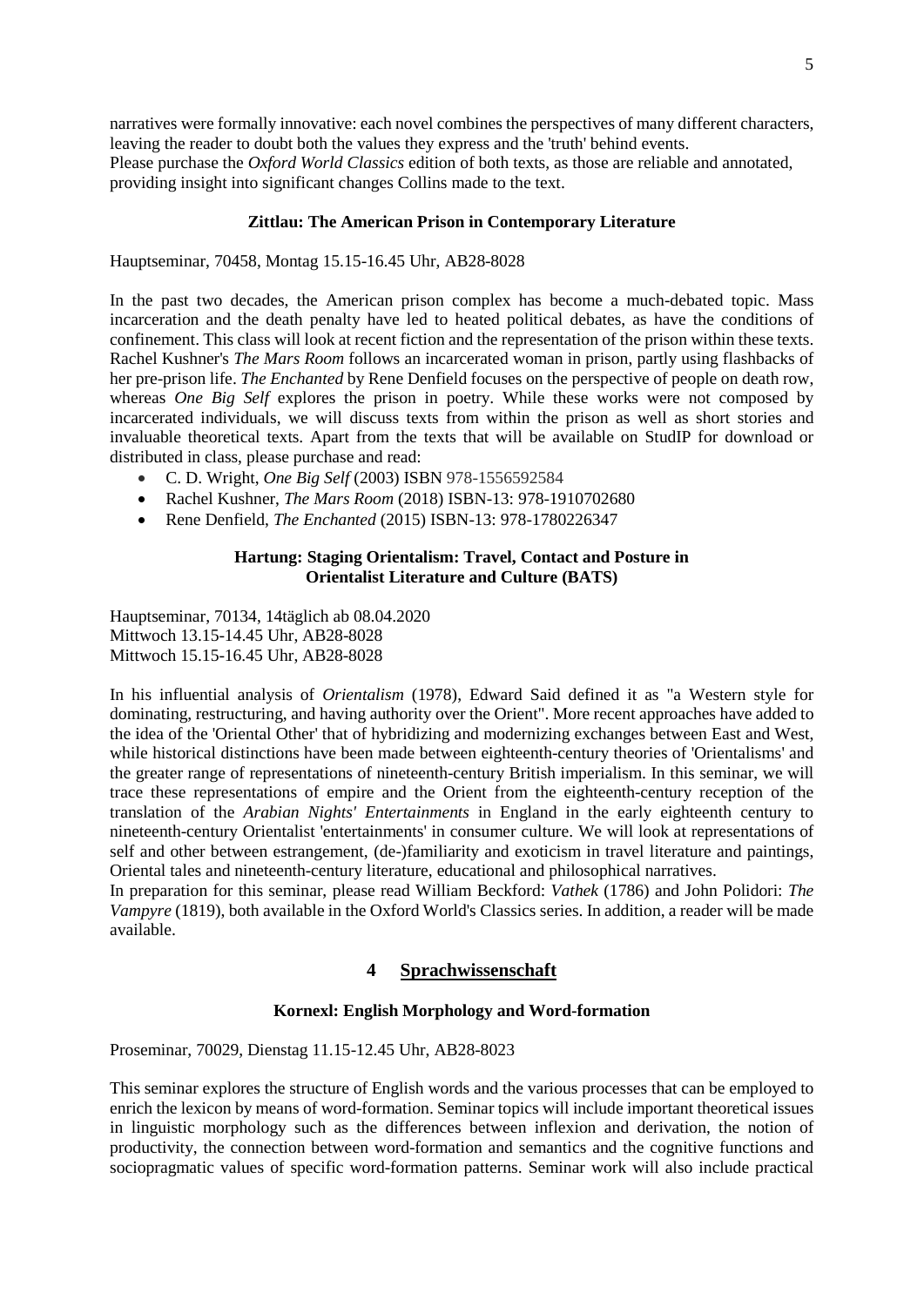narratives were formally innovative: each novel combines the perspectives of many different characters, leaving the reader to doubt both the values they express and the 'truth' behind events.
Please purchase the *Oxford World Classics* edition of both texts, as those are reliable and annotated, providing insight into significant changes Collins made to the text.

### Zittlau: The American Prison in Contemporary Literature

Hauptseminar, 70458, Montag 15.15-16.45 Uhr, AB28-8028

In the past two decades, the American prison complex has become a much-debated topic. Mass incarceration and the death penalty have led to heated political debates, as have the conditions of confinement. This class will look at recent fiction and the representation of the prison within these texts. Rachel Kushner's *The Mars Room* follows an incarcerated woman in prison, partly using flashbacks of her pre-prison life. *The Enchanted* by Rene Denfield focuses on the perspective of people on death row, whereas *One Big Self* explores the prison in poetry. While these works were not composed by incarcerated individuals, we will discuss texts from within the prison as well as short stories and invaluable theoretical texts. Apart from the texts that will be available on StudIP for download or distributed in class, please purchase and read:

- C. D. Wright, *One Big Self* (2003) ISBN 978-1556592584
- Rachel Kushner, *The Mars Room* (2018) ISBN-13: 978-1910702680
- Rene Denfield, *The Enchanted* (2015) ISBN-13: 978-1780226347

### Hartung: Staging Orientalism: Travel, Contact and Posture in Orientalist Literature and Culture (BATS)

Hauptseminar, 70134, 14täglich ab 08.04.2020
Mittwoch 13.15-14.45 Uhr, AB28-8028
Mittwoch 15.15-16.45 Uhr, AB28-8028

In his influential analysis of *Orientalism* (1978), Edward Said defined it as "a Western style for dominating, restructuring, and having authority over the Orient". More recent approaches have added to the idea of the 'Oriental Other' that of hybridizing and modernizing exchanges between East and West, while historical distinctions have been made between eighteenth-century theories of 'Orientalisms' and the greater range of representations of nineteenth-century British imperialism. In this seminar, we will trace these representations of empire and the Orient from the eighteenth-century reception of the translation of the *Arabian Nights' Entertainments* in England in the early eighteenth century to nineteenth-century Orientalist 'entertainments' in consumer culture. We will look at representations of self and other between estrangement, (de-)familiarity and exoticism in travel literature and paintings, Oriental tales and nineteenth-century literature, educational and philosophical narratives.
In preparation for this seminar, please read William Beckford: *Vathek* (1786) and John Polidori: *The Vampyre* (1819), both available in the Oxford World's Classics series. In addition, a reader will be made available.

## 4 Sprachwissenschaft

### Kornexl: English Morphology and Word-formation

Proseminar, 70029, Dienstag 11.15-12.45 Uhr, AB28-8023

This seminar explores the structure of English words and the various processes that can be employed to enrich the lexicon by means of word-formation. Seminar topics will include important theoretical issues in linguistic morphology such as the differences between inflexion and derivation, the notion of productivity, the connection between word-formation and semantics and the cognitive functions and sociopragmatic values of specific word-formation patterns. Seminar work will also include practical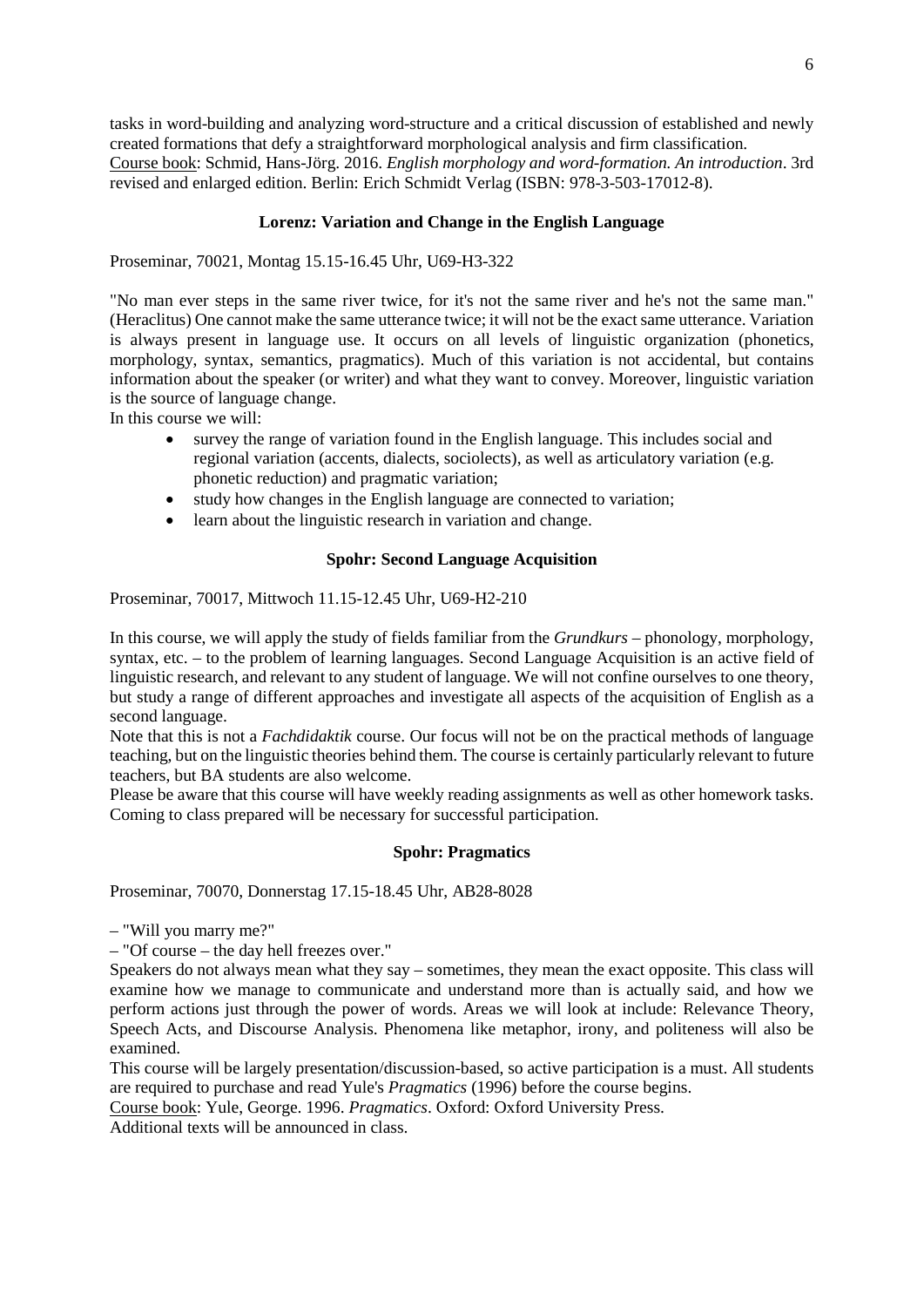tasks in word-building and analyzing word-structure and a critical discussion of established and newly created formations that defy a straightforward morphological analysis and firm classification.
Course book: Schmid, Hans-Jörg. 2016. *English morphology and word-formation. An introduction*. 3rd revised and enlarged edition. Berlin: Erich Schmidt Verlag (ISBN: 978-3-503-17012-8).

**Lorenz: Variation and Change in the English Language**

Proseminar, 70021, Montag 15.15-16.45 Uhr, U69-H3-322

"No man ever steps in the same river twice, for it's not the same river and he's not the same man." (Heraclitus) One cannot make the same utterance twice; it will not be the exact same utterance. Variation is always present in language use. It occurs on all levels of linguistic organization (phonetics, morphology, syntax, semantics, pragmatics). Much of this variation is not accidental, but contains information about the speaker (or writer) and what they want to convey. Moreover, linguistic variation is the source of language change.
In this course we will:

- survey the range of variation found in the English language. This includes social and regional variation (accents, dialects, sociolects), as well as articulatory variation (e.g. phonetic reduction) and pragmatic variation;
- study how changes in the English language are connected to variation;
- learn about the linguistic research in variation and change.

**Spohr: Second Language Acquisition**

Proseminar, 70017, Mittwoch 11.15-12.45 Uhr, U69-H2-210

In this course, we will apply the study of fields familiar from the *Grundkurs* – phonology, morphology, syntax, etc. – to the problem of learning languages. Second Language Acquisition is an active field of linguistic research, and relevant to any student of language. We will not confine ourselves to one theory, but study a range of different approaches and investigate all aspects of the acquisition of English as a second language.
Note that this is not a *Fachdidaktik* course. Our focus will not be on the practical methods of language teaching, but on the linguistic theories behind them. The course is certainly particularly relevant to future teachers, but BA students are also welcome.
Please be aware that this course will have weekly reading assignments as well as other homework tasks. Coming to class prepared will be necessary for successful participation.

**Spohr: Pragmatics**

Proseminar, 70070, Donnerstag 17.15-18.45 Uhr, AB28-8028

– "Will you marry me?"
– "Of course – the day hell freezes over."
Speakers do not always mean what they say – sometimes, they mean the exact opposite. This class will examine how we manage to communicate and understand more than is actually said, and how we perform actions just through the power of words. Areas we will look at include: Relevance Theory, Speech Acts, and Discourse Analysis. Phenomena like metaphor, irony, and politeness will also be examined.
This course will be largely presentation/discussion-based, so active participation is a must. All students are required to purchase and read Yule's *Pragmatics* (1996) before the course begins.
Course book: Yule, George. 1996. *Pragmatics*. Oxford: Oxford University Press.
Additional texts will be announced in class.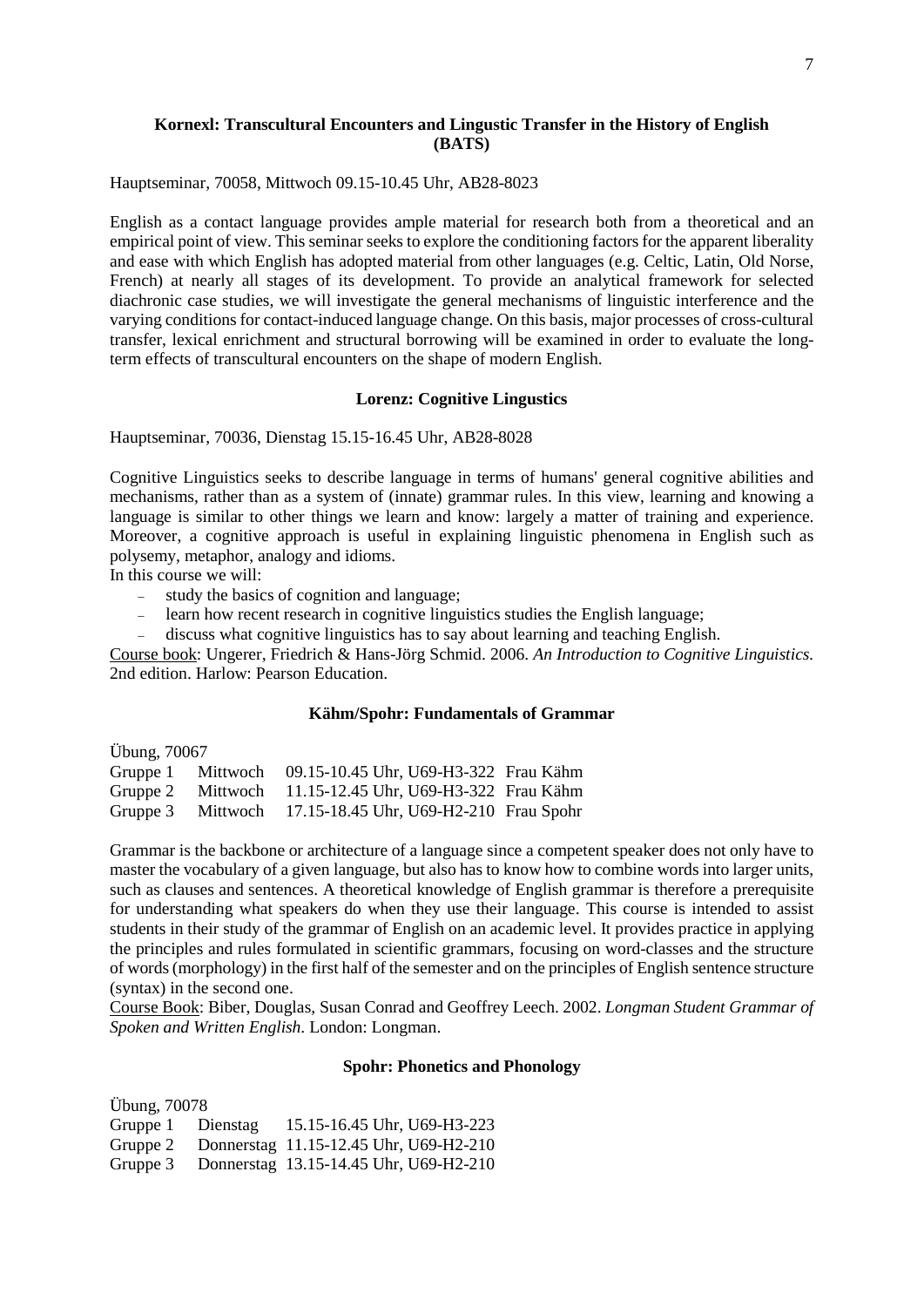### Kornexl: Transcultural Encounters and Lingustic Transfer in the History of English (BATS)

Hauptseminar, 70058, Mittwoch 09.15-10.45 Uhr, AB28-8023

English as a contact language provides ample material for research both from a theoretical and an empirical point of view. This seminar seeks to explore the conditioning factors for the apparent liberality and ease with which English has adopted material from other languages (e.g. Celtic, Latin, Old Norse, French) at nearly all stages of its development. To provide an analytical framework for selected diachronic case studies, we will investigate the general mechanisms of linguistic interference and the varying conditions for contact-induced language change. On this basis, major processes of cross-cultural transfer, lexical enrichment and structural borrowing will be examined in order to evaluate the long-term effects of transcultural encounters on the shape of modern English.

### Lorenz: Cognitive Lingustics

Hauptseminar, 70036, Dienstag 15.15-16.45 Uhr, AB28-8028

Cognitive Linguistics seeks to describe language in terms of humans' general cognitive abilities and mechanisms, rather than as a system of (innate) grammar rules. In this view, learning and knowing a language is similar to other things we learn and know: largely a matter of training and experience. Moreover, a cognitive approach is useful in explaining linguistic phenomena in English such as polysemy, metaphor, analogy and idioms.

In this course we will:

- study the basics of cognition and language;
- learn how recent research in cognitive linguistics studies the English language;
- discuss what cognitive linguistics has to say about learning and teaching English.

Course book: Ungerer, Friedrich & Hans-Jörg Schmid. 2006. *An Introduction to Cognitive Linguistics.* 2nd edition. Harlow: Pearson Education.

### Kähm/Spohr: Fundamentals of Grammar

Übung, 70067

| | | | |
|---|---|---|---|
| Gruppe 1 | Mittwoch | 09.15-10.45 Uhr, U69-H3-322 | Frau Kähm |
| Gruppe 2 | Mittwoch | 11.15-12.45 Uhr, U69-H3-322 | Frau Kähm |
| Gruppe 3 | Mittwoch | 17.15-18.45 Uhr, U69-H2-210 | Frau Spohr |

Grammar is the backbone or architecture of a language since a competent speaker does not only have to master the vocabulary of a given language, but also has to know how to combine words into larger units, such as clauses and sentences. A theoretical knowledge of English grammar is therefore a prerequisite for understanding what speakers do when they use their language. This course is intended to assist students in their study of the grammar of English on an academic level. It provides practice in applying the principles and rules formulated in scientific grammars, focusing on word-classes and the structure of words (morphology) in the first half of the semester and on the principles of English sentence structure (syntax) in the second one.

Course Book: Biber, Douglas, Susan Conrad and Geoffrey Leech. 2002. *Longman Student Grammar of Spoken and Written English*. London: Longman.

### Spohr: Phonetics and Phonology

Übung, 70078

| | | |
|---|---|---|
| Gruppe 1 | Dienstag | 15.15-16.45 Uhr, U69-H3-223 |
| Gruppe 2 | Donnerstag | 11.15-12.45 Uhr, U69-H2-210 |
| Gruppe 3 | Donnerstag | 13.15-14.45 Uhr, U69-H2-210 |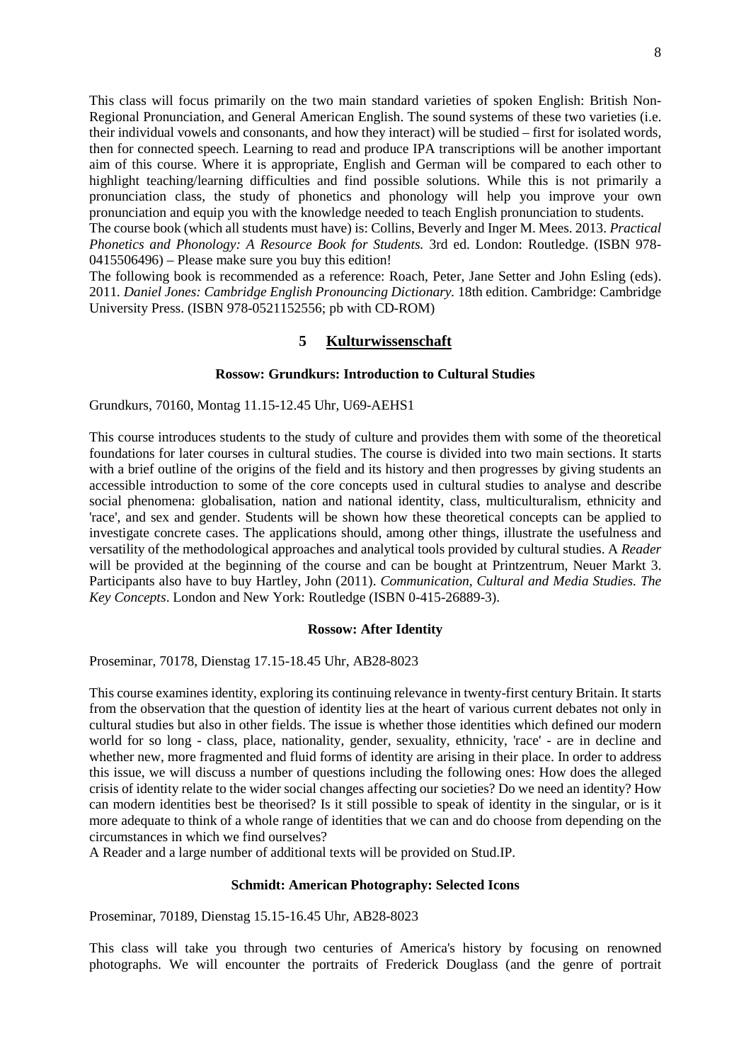This class will focus primarily on the two main standard varieties of spoken English: British Non-Regional Pronunciation, and General American English. The sound systems of these two varieties (i.e. their individual vowels and consonants, and how they interact) will be studied – first for isolated words, then for connected speech. Learning to read and produce IPA transcriptions will be another important aim of this course. Where it is appropriate, English and German will be compared to each other to highlight teaching/learning difficulties and find possible solutions. While this is not primarily a pronunciation class, the study of phonetics and phonology will help you improve your own pronunciation and equip you with the knowledge needed to teach English pronunciation to students.
The course book (which all students must have) is: Collins, Beverly and Inger M. Mees. 2013. *Practical Phonetics and Phonology: A Resource Book for Students.* 3rd ed. London: Routledge. (ISBN 978-0415506496) – Please make sure you buy this edition!
The following book is recommended as a reference: Roach, Peter, Jane Setter and John Esling (eds). 2011. *Daniel Jones: Cambridge English Pronouncing Dictionary.* 18th edition. Cambridge: Cambridge University Press. (ISBN 978-0521152556; pb with CD-ROM)

## 5 Kulturwissenschaft

### Rossow: Grundkurs: Introduction to Cultural Studies

Grundkurs, 70160, Montag 11.15-12.45 Uhr, U69-AEHS1

This course introduces students to the study of culture and provides them with some of the theoretical foundations for later courses in cultural studies. The course is divided into two main sections. It starts with a brief outline of the origins of the field and its history and then progresses by giving students an accessible introduction to some of the core concepts used in cultural studies to analyse and describe social phenomena: globalisation, nation and national identity, class, multiculturalism, ethnicity and 'race', and sex and gender. Students will be shown how these theoretical concepts can be applied to investigate concrete cases. The applications should, among other things, illustrate the usefulness and versatility of the methodological approaches and analytical tools provided by cultural studies. A *Reader* will be provided at the beginning of the course and can be bought at Printzentrum, Neuer Markt 3. Participants also have to buy Hartley, John (2011). *Communication, Cultural and Media Studies. The Key Concepts*. London and New York: Routledge (ISBN 0-415-26889-3).

### Rossow: After Identity

Proseminar, 70178, Dienstag 17.15-18.45 Uhr, AB28-8023

This course examines identity, exploring its continuing relevance in twenty-first century Britain. It starts from the observation that the question of identity lies at the heart of various current debates not only in cultural studies but also in other fields. The issue is whether those identities which defined our modern world for so long - class, place, nationality, gender, sexuality, ethnicity, 'race' - are in decline and whether new, more fragmented and fluid forms of identity are arising in their place. In order to address this issue, we will discuss a number of questions including the following ones: How does the alleged crisis of identity relate to the wider social changes affecting our societies? Do we need an identity? How can modern identities best be theorised? Is it still possible to speak of identity in the singular, or is it more adequate to think of a whole range of identities that we can and do choose from depending on the circumstances in which we find ourselves?
A Reader and a large number of additional texts will be provided on Stud.IP.

### Schmidt: American Photography: Selected Icons

Proseminar, 70189, Dienstag 15.15-16.45 Uhr, AB28-8023

This class will take you through two centuries of America's history by focusing on renowned photographs. We will encounter the portraits of Frederick Douglass (and the genre of portrait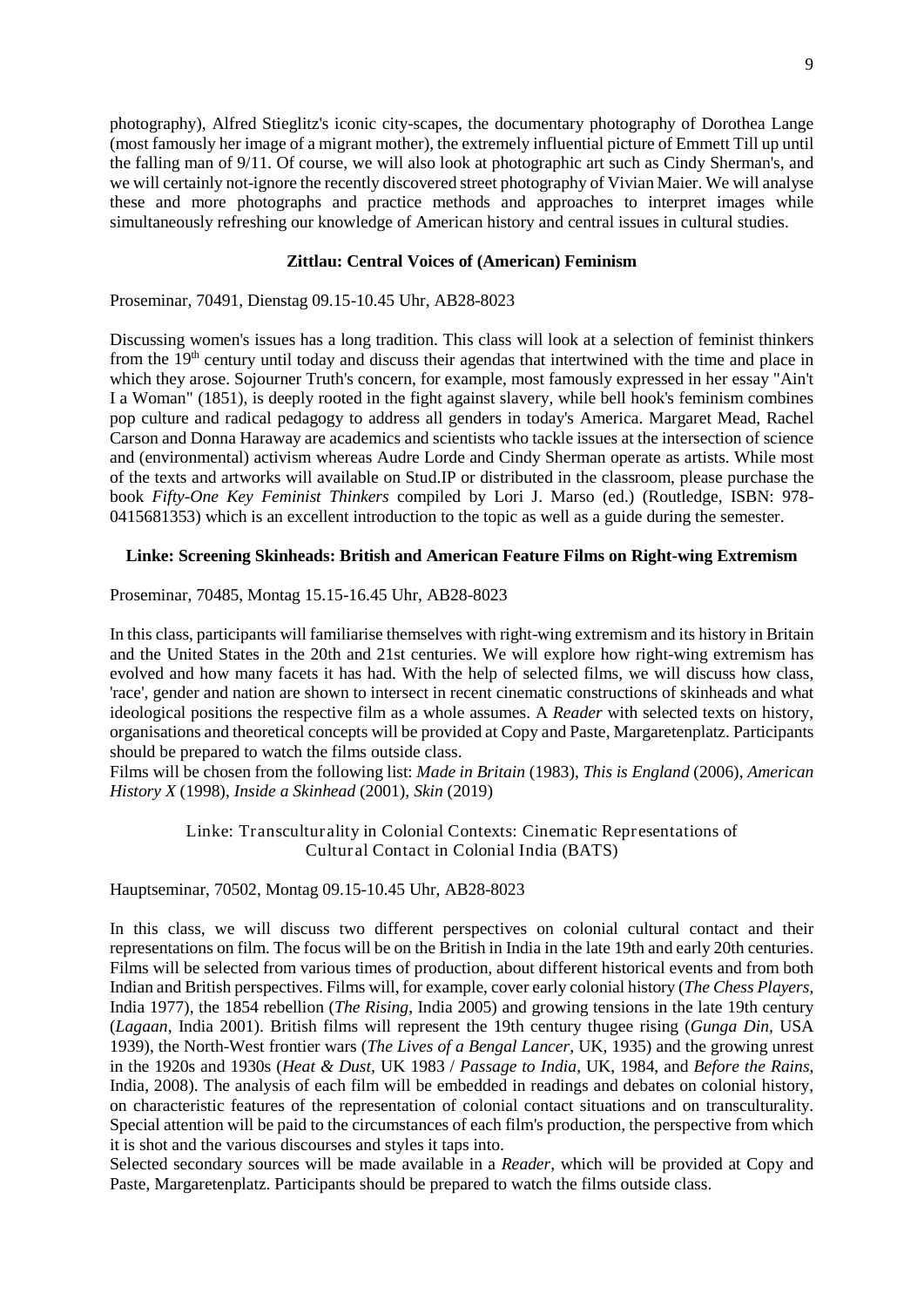photography), Alfred Stieglitz's iconic city-scapes, the documentary photography of Dorothea Lange (most famously her image of a migrant mother), the extremely influential picture of Emmett Till up until the falling man of 9/11. Of course, we will also look at photographic art such as Cindy Sherman's, and we will certainly not-ignore the recently discovered street photography of Vivian Maier. We will analyse these and more photographs and practice methods and approaches to interpret images while simultaneously refreshing our knowledge of American history and central issues in cultural studies.

**Zittlau: Central Voices of (American) Feminism**

Proseminar, 70491, Dienstag 09.15-10.45 Uhr, AB28-8023

Discussing women's issues has a long tradition. This class will look at a selection of feminist thinkers from the 19th century until today and discuss their agendas that intertwined with the time and place in which they arose. Sojourner Truth's concern, for example, most famously expressed in her essay "Ain't I a Woman" (1851), is deeply rooted in the fight against slavery, while bell hook's feminism combines pop culture and radical pedagogy to address all genders in today's America. Margaret Mead, Rachel Carson and Donna Haraway are academics and scientists who tackle issues at the intersection of science and (environmental) activism whereas Audre Lorde and Cindy Sherman operate as artists. While most of the texts and artworks will available on Stud.IP or distributed in the classroom, please purchase the book *Fifty-One Key Feminist Thinkers* compiled by Lori J. Marso (ed.) (Routledge, ISBN: 978-0415681353) which is an excellent introduction to the topic as well as a guide during the semester.

**Linke: Screening Skinheads: British and American Feature Films on Right-wing Extremism**

Proseminar, 70485, Montag 15.15-16.45 Uhr, AB28-8023

In this class, participants will familiarise themselves with right-wing extremism and its history in Britain and the United States in the 20th and 21st centuries. We will explore how right-wing extremism has evolved and how many facets it has had. With the help of selected films, we will discuss how class, 'race', gender and nation are shown to intersect in recent cinematic constructions of skinheads and what ideological positions the respective film as a whole assumes. A *Reader* with selected texts on history, organisations and theoretical concepts will be provided at Copy and Paste, Margaretenplatz. Participants should be prepared to watch the films outside class.

Films will be chosen from the following list: *Made in Britain* (1983), *This is England* (2006), *American History X* (1998), *Inside a Skinhead* (2001), *Skin* (2019)

Linke: Transculturality in Colonial Contexts: Cinematic Representations of Cultural Contact in Colonial India (BATS)

Hauptseminar, 70502, Montag 09.15-10.45 Uhr, AB28-8023

In this class, we will discuss two different perspectives on colonial cultural contact and their representations on film. The focus will be on the British in India in the late 19th and early 20th centuries. Films will be selected from various times of production, about different historical events and from both Indian and British perspectives. Films will, for example, cover early colonial history (*The Chess Players*, India 1977), the 1854 rebellion (*The Rising*, India 2005) and growing tensions in the late 19th century (*Lagaan*, India 2001). British films will represent the 19th century thugee rising (*Gunga Din*, USA 1939), the North-West frontier wars (*The Lives of a Bengal Lancer*, UK, 1935) and the growing unrest in the 1920s and 1930s (*Heat & Dust*, UK 1983 / *Passage to India*, UK, 1984, and *Before the Rains*, India, 2008). The analysis of each film will be embedded in readings and debates on colonial history, on characteristic features of the representation of colonial contact situations and on transculturality. Special attention will be paid to the circumstances of each film's production, the perspective from which it is shot and the various discourses and styles it taps into.

Selected secondary sources will be made available in a *Reader*, which will be provided at Copy and Paste, Margaretenplatz. Participants should be prepared to watch the films outside class.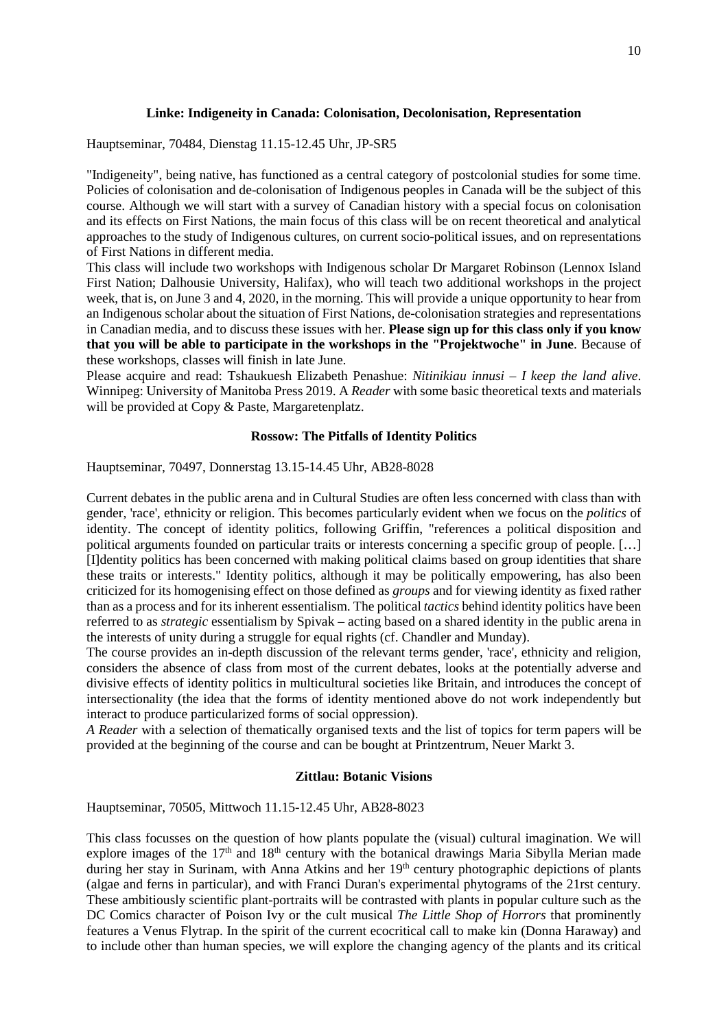### Linke: Indigeneity in Canada: Colonisation, Decolonisation, Representation

Hauptseminar, 70484, Dienstag 11.15-12.45 Uhr, JP-SR5

"Indigeneity", being native, has functioned as a central category of postcolonial studies for some time. Policies of colonisation and de-colonisation of Indigenous peoples in Canada will be the subject of this course. Although we will start with a survey of Canadian history with a special focus on colonisation and its effects on First Nations, the main focus of this class will be on recent theoretical and analytical approaches to the study of Indigenous cultures, on current socio-political issues, and on representations of First Nations in different media.

This class will include two workshops with Indigenous scholar Dr Margaret Robinson (Lennox Island First Nation; Dalhousie University, Halifax), who will teach two additional workshops in the project week, that is, on June 3 and 4, 2020, in the morning. This will provide a unique opportunity to hear from an Indigenous scholar about the situation of First Nations, de-colonisation strategies and representations in Canadian media, and to discuss these issues with her. **Please sign up for this class only if you know that you will be able to participate in the workshops in the "Projektwoche" in June**. Because of these workshops, classes will finish in late June.

Please acquire and read: Tshaukuesh Elizabeth Penashue: *Nitinikiau innusi – I keep the land alive*. Winnipeg: University of Manitoba Press 2019. A *Reader* with some basic theoretical texts and materials will be provided at Copy & Paste, Margaretenplatz.

### Rossow: The Pitfalls of Identity Politics

Hauptseminar, 70497, Donnerstag 13.15-14.45 Uhr, AB28-8028

Current debates in the public arena and in Cultural Studies are often less concerned with class than with gender, 'race', ethnicity or religion. This becomes particularly evident when we focus on the *politics* of identity. The concept of identity politics, following Griffin, "references a political disposition and political arguments founded on particular traits or interests concerning a specific group of people. […] [I]dentity politics has been concerned with making political claims based on group identities that share these traits or interests." Identity politics, although it may be politically empowering, has also been criticized for its homogenising effect on those defined as *groups* and for viewing identity as fixed rather than as a process and for its inherent essentialism. The political *tactics* behind identity politics have been referred to as *strategic* essentialism by Spivak – acting based on a shared identity in the public arena in the interests of unity during a struggle for equal rights (cf. Chandler and Munday).

The course provides an in-depth discussion of the relevant terms gender, 'race', ethnicity and religion, considers the absence of class from most of the current debates, looks at the potentially adverse and divisive effects of identity politics in multicultural societies like Britain, and introduces the concept of intersectionality (the idea that the forms of identity mentioned above do not work independently but interact to produce particularized forms of social oppression).

*A Reader* with a selection of thematically organised texts and the list of topics for term papers will be provided at the beginning of the course and can be bought at Printzentrum, Neuer Markt 3.

### Zittlau: Botanic Visions

Hauptseminar, 70505, Mittwoch 11.15-12.45 Uhr, AB28-8023

This class focusses on the question of how plants populate the (visual) cultural imagination. We will explore images of the 17th and 18th century with the botanical drawings Maria Sibylla Merian made during her stay in Surinam, with Anna Atkins and her 19th century photographic depictions of plants (algae and ferns in particular), and with Franci Duran's experimental phytograms of the 21rst century. These ambitiously scientific plant-portraits will be contrasted with plants in popular culture such as the DC Comics character of Poison Ivy or the cult musical *The Little Shop of Horrors* that prominently features a Venus Flytrap. In the spirit of the current ecocritical call to make kin (Donna Haraway) and to include other than human species, we will explore the changing agency of the plants and its critical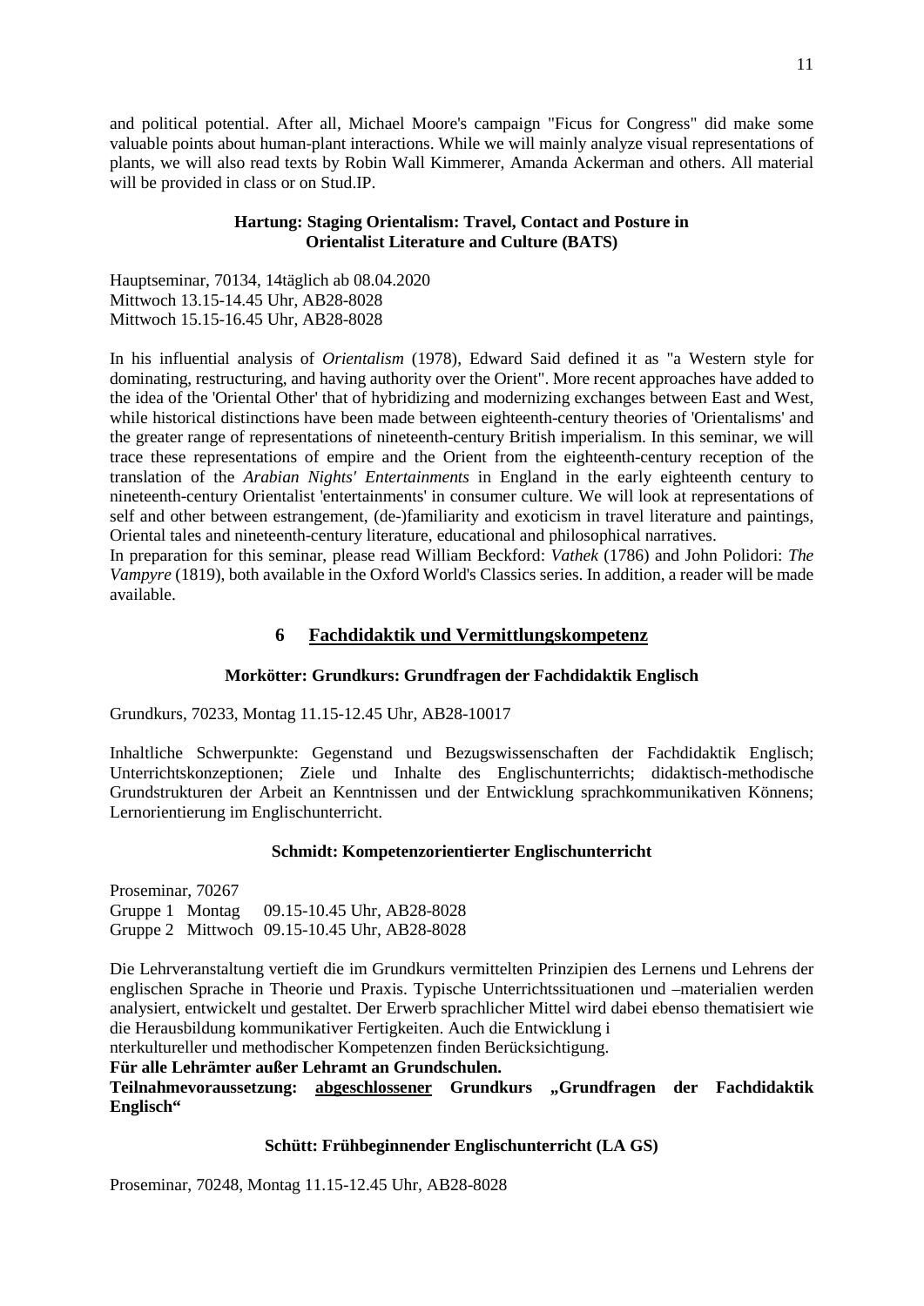and political potential. After all, Michael Moore's campaign "Ficus for Congress" did make some valuable points about human-plant interactions. While we will mainly analyze visual representations of plants, we will also read texts by Robin Wall Kimmerer, Amanda Ackerman and others. All material will be provided in class or on Stud.IP.

**Hartung: Staging Orientalism: Travel, Contact and Posture in Orientalist Literature and Culture (BATS)**

Hauptseminar, 70134, 14täglich ab 08.04.2020
Mittwoch 13.15-14.45 Uhr, AB28-8028
Mittwoch 15.15-16.45 Uhr, AB28-8028

In his influential analysis of *Orientalism* (1978), Edward Said defined it as "a Western style for dominating, restructuring, and having authority over the Orient". More recent approaches have added to the idea of the 'Oriental Other' that of hybridizing and modernizing exchanges between East and West, while historical distinctions have been made between eighteenth-century theories of 'Orientalisms' and the greater range of representations of nineteenth-century British imperialism. In this seminar, we will trace these representations of empire and the Orient from the eighteenth-century reception of the translation of the *Arabian Nights' Entertainments* in England in the early eighteenth century to nineteenth-century Orientalist 'entertainments' in consumer culture. We will look at representations of self and other between estrangement, (de-)familiarity and exoticism in travel literature and paintings, Oriental tales and nineteenth-century literature, educational and philosophical narratives.
In preparation for this seminar, please read William Beckford: *Vathek* (1786) and John Polidori: *The Vampyre* (1819), both available in the Oxford World's Classics series. In addition, a reader will be made available.

## 6 Fachdidaktik und Vermittlungskompetenz

**Morkötter: Grundkurs: Grundfragen der Fachdidaktik Englisch**

Grundkurs, 70233, Montag 11.15-12.45 Uhr, AB28-10017

Inhaltliche Schwerpunkte: Gegenstand und Bezugswissenschaften der Fachdidaktik Englisch; Unterrichtskonzeptionen; Ziele und Inhalte des Englischunterrichts; didaktisch-methodische Grundstrukturen der Arbeit an Kenntnissen und der Entwicklung sprachkommunikativen Könnens; Lernorientierung im Englischunterricht.

**Schmidt: Kompetenzorientierter Englischunterricht**

Proseminar, 70267
Gruppe 1 Montag 09.15-10.45 Uhr, AB28-8028
Gruppe 2 Mittwoch 09.15-10.45 Uhr, AB28-8028

Die Lehrveranstaltung vertieft die im Grundkurs vermittelten Prinzipien des Lernens und Lehrens der englischen Sprache in Theorie und Praxis. Typische Unterrichtssituationen und –materialien werden analysiert, entwickelt und gestaltet. Der Erwerb sprachlicher Mittel wird dabei ebenso thematisiert wie die Herausbildung kommunikativer Fertigkeiten. Auch die Entwicklung i
nterkultureller und methodischer Kompetenzen finden Berücksichtigung.
**Für alle Lehrämter außer Lehramt an Grundschulen.**
**Teilnahmevoraussetzung: abgeschlossener Grundkurs „Grundfragen der Fachdidaktik Englisch"**

**Schütt: Frühbeginnender Englischunterricht (LA GS)**

Proseminar, 70248, Montag 11.15-12.45 Uhr, AB28-8028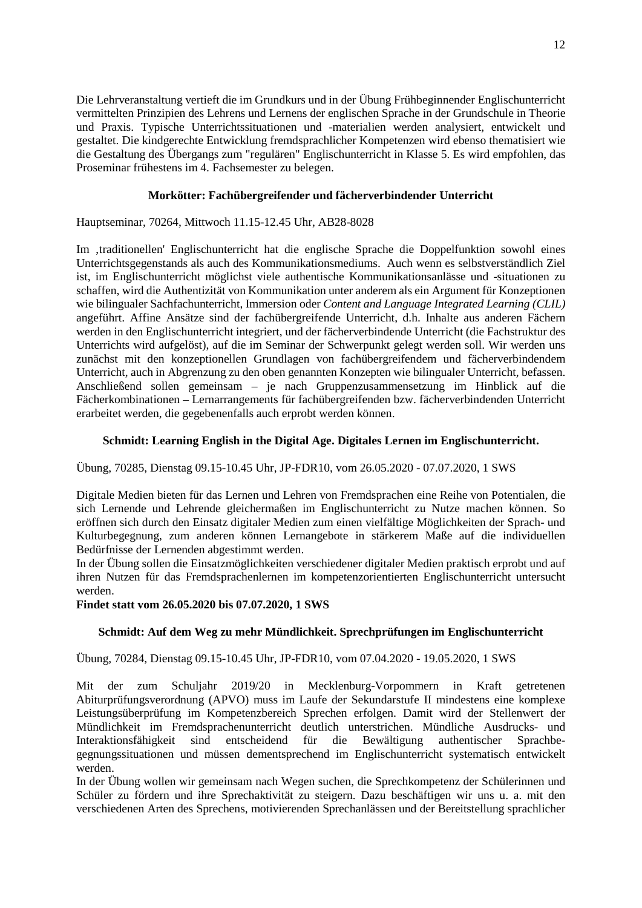Die Lehrveranstaltung vertieft die im Grundkurs und in der Übung Frühbeginnender Englischunterricht vermittelten Prinzipien des Lehrens und Lernens der englischen Sprache in der Grundschule in Theorie und Praxis. Typische Unterrichtssituationen und -materialien werden analysiert, entwickelt und gestaltet. Die kindgerechte Entwicklung fremdsprachlicher Kompetenzen wird ebenso thematisiert wie die Gestaltung des Übergangs zum "regulären" Englischunterricht in Klasse 5. Es wird empfohlen, das Proseminar frühestens im 4. Fachsemester zu belegen.

### Morkötter: Fachübergreifender und fächerverbindender Unterricht

Hauptseminar, 70264, Mittwoch 11.15-12.45 Uhr, AB28-8028

Im ‚traditionellen' Englischunterricht hat die englische Sprache die Doppelfunktion sowohl eines Unterrichtsgegenstands als auch des Kommunikationsmediums. Auch wenn es selbstverständlich Ziel ist, im Englischunterricht möglichst viele authentische Kommunikationsanlässe und -situationen zu schaffen, wird die Authentizität von Kommunikation unter anderem als ein Argument für Konzeptionen wie bilingualer Sachfachunterricht, Immersion oder *Content and Language Integrated Learning (CLIL)* angeführt. Affine Ansätze sind der fachübergreifende Unterricht, d.h. Inhalte aus anderen Fächern werden in den Englischunterricht integriert, und der fächerverbindende Unterricht (die Fachstruktur des Unterrichts wird aufgelöst), auf die im Seminar der Schwerpunkt gelegt werden soll. Wir werden uns zunächst mit den konzeptionellen Grundlagen von fachübergreifendem und fächerverbindendem Unterricht, auch in Abgrenzung zu den oben genannten Konzepten wie bilingualer Unterricht, befassen. Anschließend sollen gemeinsam – je nach Gruppenzusammensetzung im Hinblick auf die Fächerkombinationen – Lernarrangements für fachübergreifenden bzw. fächerverbindenden Unterricht erarbeitet werden, die gegebenenfalls auch erprobt werden können.

### Schmidt: Learning English in the Digital Age. Digitales Lernen im Englischunterricht.

Übung, 70285, Dienstag 09.15-10.45 Uhr, JP-FDR10, vom 26.05.2020 - 07.07.2020, 1 SWS

Digitale Medien bieten für das Lernen und Lehren von Fremdsprachen eine Reihe von Potentialen, die sich Lernende und Lehrende gleichermaßen im Englischunterricht zu Nutze machen können. So eröffnen sich durch den Einsatz digitaler Medien zum einen vielfältige Möglichkeiten der Sprach- und Kulturbegegnung, zum anderen können Lernangebote in stärkerem Maße auf die individuellen Bedürfnisse der Lernenden abgestimmt werden.
In der Übung sollen die Einsatzmöglichkeiten verschiedener digitaler Medien praktisch erprobt und auf ihren Nutzen für das Fremdsprachenlernen im kompetenzorientierten Englischunterricht untersucht werden.

**Findet statt vom 26.05.2020 bis 07.07.2020, 1 SWS**

### Schmidt: Auf dem Weg zu mehr Mündlichkeit. Sprechprüfungen im Englischunterricht

Übung, 70284, Dienstag 09.15-10.45 Uhr, JP-FDR10, vom 07.04.2020 - 19.05.2020, 1 SWS

Mit der zum Schuljahr 2019/20 in Mecklenburg-Vorpommern in Kraft getretenen Abiturprüfungsverordnung (APVO) muss im Laufe der Sekundarstufe II mindestens eine komplexe Leistungsüberprüfung im Kompetenzbereich Sprechen erfolgen. Damit wird der Stellenwert der Mündlichkeit im Fremdsprachenunterricht deutlich unterstrichen. Mündliche Ausdrucks- und Interaktionsfähigkeit sind entscheidend für die Bewältigung authentischer Sprachbegegnungssituationen und müssen dementsprechend im Englischunterricht systematisch entwickelt werden.
In der Übung wollen wir gemeinsam nach Wegen suchen, die Sprechkompetenz der Schülerinnen und Schüler zu fördern und ihre Sprechaktivität zu steigern. Dazu beschäftigen wir uns u. a. mit den verschiedenen Arten des Sprechens, motivierenden Sprechanlässen und der Bereitstellung sprachlicher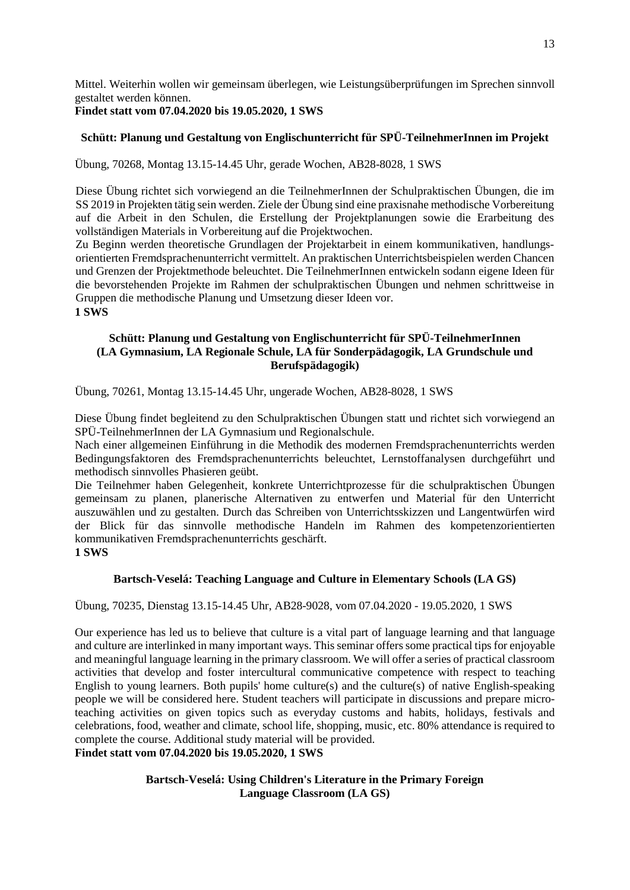Mittel. Weiterhin wollen wir gemeinsam überlegen, wie Leistungsüberprüfungen im Sprechen sinnvoll gestaltet werden können.
**Findet statt vom 07.04.2020 bis 19.05.2020, 1 SWS**

### Schütt: Planung und Gestaltung von Englischunterricht für SPÜ-TeilnehmerInnen im Projekt

Übung, 70268, Montag 13.15-14.45 Uhr, gerade Wochen, AB28-8028, 1 SWS

Diese Übung richtet sich vorwiegend an die TeilnehmerInnen der Schulpraktischen Übungen, die im SS 2019 in Projekten tätig sein werden. Ziele der Übung sind eine praxisnahe methodische Vorbereitung auf die Arbeit in den Schulen, die Erstellung der Projektplanungen sowie die Erarbeitung des vollständigen Materials in Vorbereitung auf die Projektwochen.
Zu Beginn werden theoretische Grundlagen der Projektarbeit in einem kommunikativen, handlungsorientierten Fremdsprachenunterricht vermittelt. An praktischen Unterrichtsbeispielen werden Chancen und Grenzen der Projektmethode beleuchtet. Die TeilnehmerInnen entwickeln sodann eigene Ideen für die bevorstehenden Projekte im Rahmen der schulpraktischen Übungen und nehmen schrittweise in Gruppen die methodische Planung und Umsetzung dieser Ideen vor.
**1 SWS**

### Schütt: Planung und Gestaltung von Englischunterricht für SPÜ-TeilnehmerInnen (LA Gymnasium, LA Regionale Schule, LA für Sonderpädagogik, LA Grundschule und Berufspädagogik)

Übung, 70261, Montag 13.15-14.45 Uhr, ungerade Wochen, AB28-8028, 1 SWS

Diese Übung findet begleitend zu den Schulpraktischen Übungen statt und richtet sich vorwiegend an SPÜ-TeilnehmerInnen der LA Gymnasium und Regionalschule.
Nach einer allgemeinen Einführung in die Methodik des modernen Fremdsprachenunterrichts werden Bedingungsfaktoren des Fremdsprachenunterrichts beleuchtet, Lernstoffanalysen durchgeführt und methodisch sinnvolles Phasieren geübt.
Die Teilnehmer haben Gelegenheit, konkrete Unterrichtprozesse für die schulpraktischen Übungen gemeinsam zu planen, planerische Alternativen zu entwerfen und Material für den Unterricht auszuwählen und zu gestalten. Durch das Schreiben von Unterrichtsskizzen und Langentwürfen wird der Blick für das sinnvolle methodische Handeln im Rahmen des kompetenzorientierten kommunikativen Fremdsprachenunterrichts geschärft.
**1 SWS**

### Bartsch-Veselá: Teaching Language and Culture in Elementary Schools (LA GS)

Übung, 70235, Dienstag 13.15-14.45 Uhr, AB28-9028, vom 07.04.2020 - 19.05.2020, 1 SWS

Our experience has led us to believe that culture is a vital part of language learning and that language and culture are interlinked in many important ways. This seminar offers some practical tips for enjoyable and meaningful language learning in the primary classroom. We will offer a series of practical classroom activities that develop and foster intercultural communicative competence with respect to teaching English to young learners. Both pupils' home culture(s) and the culture(s) of native English-speaking people we will be considered here. Student teachers will participate in discussions and prepare micro-teaching activities on given topics such as everyday customs and habits, holidays, festivals and celebrations, food, weather and climate, school life, shopping, music, etc. 80% attendance is required to complete the course. Additional study material will be provided.
**Findet statt vom 07.04.2020 bis 19.05.2020, 1 SWS**

### Bartsch-Veselá: Using Children's Literature in the Primary Foreign Language Classroom (LA GS)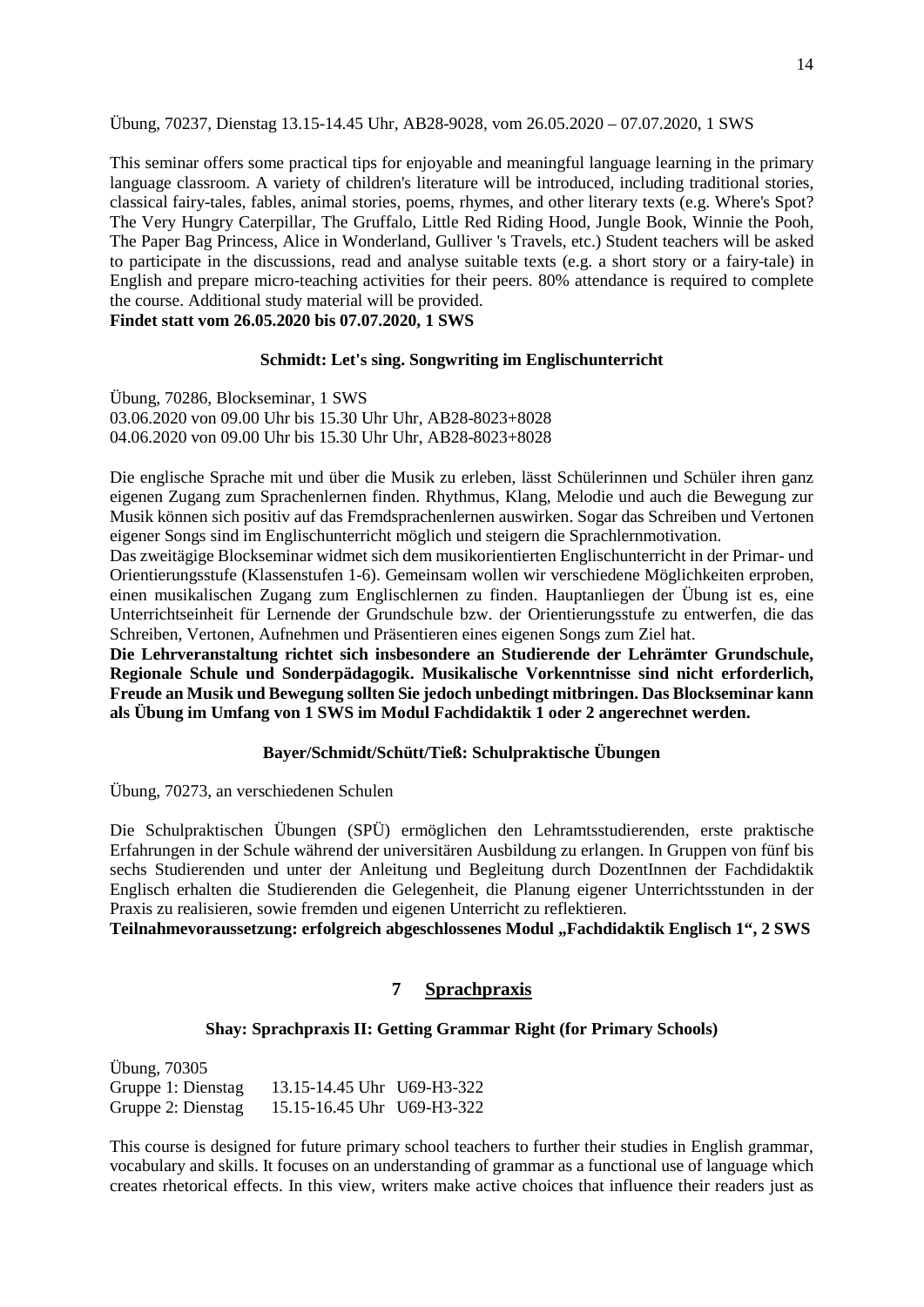Übung, 70237, Dienstag 13.15-14.45 Uhr, AB28-9028, vom 26.05.2020 – 07.07.2020, 1 SWS

This seminar offers some practical tips for enjoyable and meaningful language learning in the primary language classroom. A variety of children's literature will be introduced, including traditional stories, classical fairy-tales, fables, animal stories, poems, rhymes, and other literary texts (e.g. Where's Spot? The Very Hungry Caterpillar, The Gruffalo, Little Red Riding Hood, Jungle Book, Winnie the Pooh, The Paper Bag Princess, Alice in Wonderland, Gulliver 's Travels, etc.) Student teachers will be asked to participate in the discussions, read and analyse suitable texts (e.g. a short story or a fairy-tale) in English and prepare micro-teaching activities for their peers. 80% attendance is required to complete the course. Additional study material will be provided.
**Findet statt vom 26.05.2020 bis 07.07.2020, 1 SWS**

### Schmidt: Let's sing. Songwriting im Englischunterricht

Übung, 70286, Blockseminar, 1 SWS
03.06.2020 von 09.00 Uhr bis 15.30 Uhr Uhr, AB28-8023+8028
04.06.2020 von 09.00 Uhr bis 15.30 Uhr Uhr, AB28-8023+8028

Die englische Sprache mit und über die Musik zu erleben, lässt Schülerinnen und Schüler ihren ganz eigenen Zugang zum Sprachenlernen finden. Rhythmus, Klang, Melodie und auch die Bewegung zur Musik können sich positiv auf das Fremdsprachenlernen auswirken. Sogar das Schreiben und Vertonen eigener Songs sind im Englischunterricht möglich und steigern die Sprachlernmotivation.
Das zweitägige Blockseminar widmet sich dem musikorientierten Englischunterricht in der Primar- und Orientierungsstufe (Klassenstufen 1-6). Gemeinsam wollen wir verschiedene Möglichkeiten erproben, einen musikalischen Zugang zum Englischlernen zu finden. Hauptanliegen der Übung ist es, eine Unterrichtseinheit für Lernende der Grundschule bzw. der Orientierungsstufe zu entwerfen, die das Schreiben, Vertonen, Aufnehmen und Präsentieren eines eigenen Songs zum Ziel hat.
**Die Lehrveranstaltung richtet sich insbesondere an Studierende der Lehrämter Grundschule, Regionale Schule und Sonderpädagogik. Musikalische Vorkenntnisse sind nicht erforderlich, Freude an Musik und Bewegung sollten Sie jedoch unbedingt mitbringen. Das Blockseminar kann als Übung im Umfang von 1 SWS im Modul Fachdidaktik 1 oder 2 angerechnet werden.**

### Bayer/Schmidt/Schütt/Tieß: Schulpraktische Übungen

Übung, 70273, an verschiedenen Schulen

Die Schulpraktischen Übungen (SPÜ) ermöglichen den Lehramtsstudierenden, erste praktische Erfahrungen in der Schule während der universitären Ausbildung zu erlangen. In Gruppen von fünf bis sechs Studierenden und unter der Anleitung und Begleitung durch DozentInnen der Fachdidaktik Englisch erhalten die Studierenden die Gelegenheit, die Planung eigener Unterrichtsstunden in der Praxis zu realisieren, sowie fremden und eigenen Unterricht zu reflektieren.
**Teilnahmevoraussetzung: erfolgreich abgeschlossenes Modul „Fachdidaktik Englisch 1", 2 SWS**

## 7 Sprachpraxis

### Shay: Sprachpraxis II: Getting Grammar Right (for Primary Schools)

Übung, 70305
Gruppe 1: Dienstag 13.15-14.45 Uhr U69-H3-322
Gruppe 2: Dienstag 15.15-16.45 Uhr U69-H3-322

This course is designed for future primary school teachers to further their studies in English grammar, vocabulary and skills. It focuses on an understanding of grammar as a functional use of language which creates rhetorical effects. In this view, writers make active choices that influence their readers just as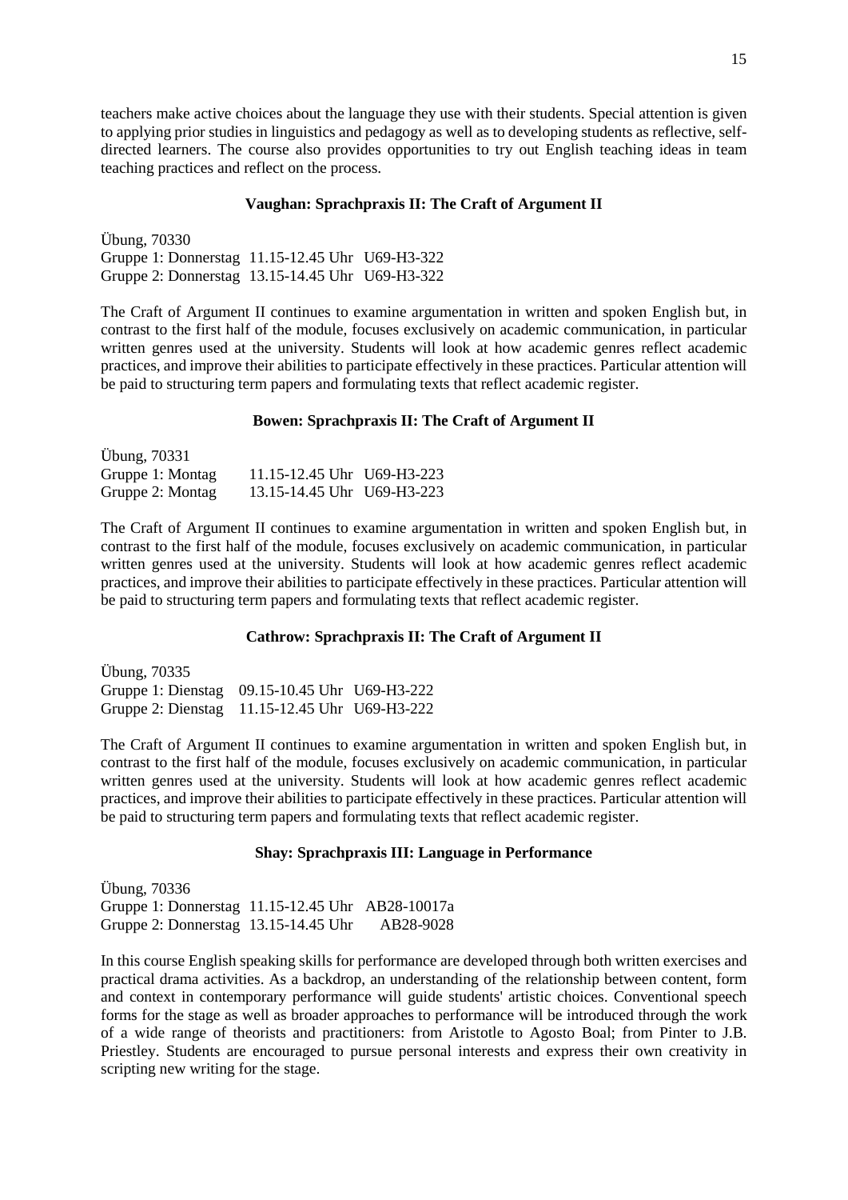teachers make active choices about the language they use with their students. Special attention is given to applying prior studies in linguistics and pedagogy as well as to developing students as reflective, self-directed learners. The course also provides opportunities to try out English teaching ideas in team teaching practices and reflect on the process.

### Vaughan: Sprachpraxis II: The Craft of Argument II

Übung, 70330
Gruppe 1: Donnerstag 11.15-12.45 Uhr U69-H3-322
Gruppe 2: Donnerstag 13.15-14.45 Uhr U69-H3-322

The Craft of Argument II continues to examine argumentation in written and spoken English but, in contrast to the first half of the module, focuses exclusively on academic communication, in particular written genres used at the university. Students will look at how academic genres reflect academic practices, and improve their abilities to participate effectively in these practices. Particular attention will be paid to structuring term papers and formulating texts that reflect academic register.

### Bowen: Sprachpraxis II: The Craft of Argument II

Übung, 70331
Gruppe 1: Montag 11.15-12.45 Uhr U69-H3-223
Gruppe 2: Montag 13.15-14.45 Uhr U69-H3-223

The Craft of Argument II continues to examine argumentation in written and spoken English but, in contrast to the first half of the module, focuses exclusively on academic communication, in particular written genres used at the university. Students will look at how academic genres reflect academic practices, and improve their abilities to participate effectively in these practices. Particular attention will be paid to structuring term papers and formulating texts that reflect academic register.

### Cathrow: Sprachpraxis II: The Craft of Argument II

Übung, 70335
Gruppe 1: Dienstag 09.15-10.45 Uhr U69-H3-222
Gruppe 2: Dienstag 11.15-12.45 Uhr U69-H3-222

The Craft of Argument II continues to examine argumentation in written and spoken English but, in contrast to the first half of the module, focuses exclusively on academic communication, in particular written genres used at the university. Students will look at how academic genres reflect academic practices, and improve their abilities to participate effectively in these practices. Particular attention will be paid to structuring term papers and formulating texts that reflect academic register.

### Shay: Sprachpraxis III: Language in Performance

Übung, 70336
Gruppe 1: Donnerstag 11.15-12.45 Uhr AB28-10017a
Gruppe 2: Donnerstag 13.15-14.45 Uhr AB28-9028

In this course English speaking skills for performance are developed through both written exercises and practical drama activities. As a backdrop, an understanding of the relationship between content, form and context in contemporary performance will guide students' artistic choices. Conventional speech forms for the stage as well as broader approaches to performance will be introduced through the work of a wide range of theorists and practitioners: from Aristotle to Agosto Boal; from Pinter to J.B. Priestley. Students are encouraged to pursue personal interests and express their own creativity in scripting new writing for the stage.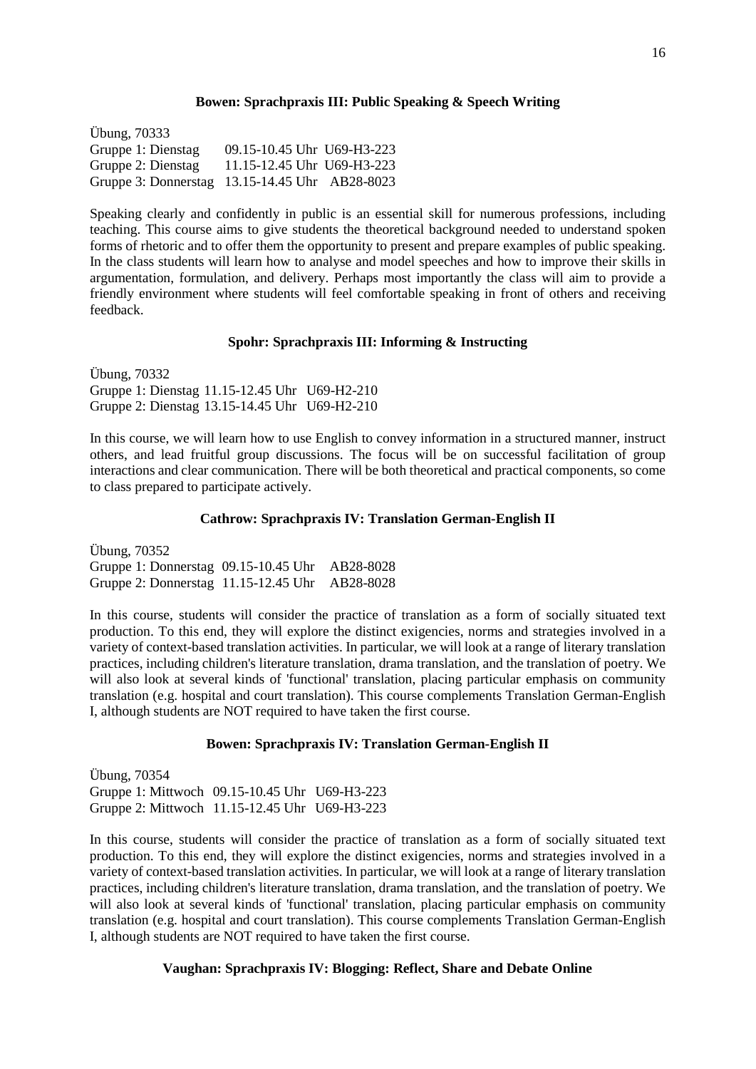### Bowen: Sprachpraxis III: Public Speaking & Speech Writing

Übung, 70333
Gruppe 1: Dienstag 09.15-10.45 Uhr U69-H3-223
Gruppe 2: Dienstag 11.15-12.45 Uhr U69-H3-223
Gruppe 3: Donnerstag 13.15-14.45 Uhr AB28-8023

Speaking clearly and confidently in public is an essential skill for numerous professions, including teaching. This course aims to give students the theoretical background needed to understand spoken forms of rhetoric and to offer them the opportunity to present and prepare examples of public speaking. In the class students will learn how to analyse and model speeches and how to improve their skills in argumentation, formulation, and delivery. Perhaps most importantly the class will aim to provide a friendly environment where students will feel comfortable speaking in front of others and receiving feedback.

### Spohr: Sprachpraxis III: Informing & Instructing

Übung, 70332
Gruppe 1: Dienstag 11.15-12.45 Uhr U69-H2-210
Gruppe 2: Dienstag 13.15-14.45 Uhr U69-H2-210

In this course, we will learn how to use English to convey information in a structured manner, instruct others, and lead fruitful group discussions. The focus will be on successful facilitation of group interactions and clear communication. There will be both theoretical and practical components, so come to class prepared to participate actively.

### Cathrow: Sprachpraxis IV: Translation German-English II

Übung, 70352
Gruppe 1: Donnerstag 09.15-10.45 Uhr AB28-8028
Gruppe 2: Donnerstag 11.15-12.45 Uhr AB28-8028

In this course, students will consider the practice of translation as a form of socially situated text production. To this end, they will explore the distinct exigencies, norms and strategies involved in a variety of context-based translation activities. In particular, we will look at a range of literary translation practices, including children's literature translation, drama translation, and the translation of poetry. We will also look at several kinds of 'functional' translation, placing particular emphasis on community translation (e.g. hospital and court translation). This course complements Translation German-English I, although students are NOT required to have taken the first course.

### Bowen: Sprachpraxis IV: Translation German-English II

Übung, 70354
Gruppe 1: Mittwoch 09.15-10.45 Uhr U69-H3-223
Gruppe 2: Mittwoch 11.15-12.45 Uhr U69-H3-223

In this course, students will consider the practice of translation as a form of socially situated text production. To this end, they will explore the distinct exigencies, norms and strategies involved in a variety of context-based translation activities. In particular, we will look at a range of literary translation practices, including children's literature translation, drama translation, and the translation of poetry. We will also look at several kinds of 'functional' translation, placing particular emphasis on community translation (e.g. hospital and court translation). This course complements Translation German-English I, although students are NOT required to have taken the first course.

### Vaughan: Sprachpraxis IV: Blogging: Reflect, Share and Debate Online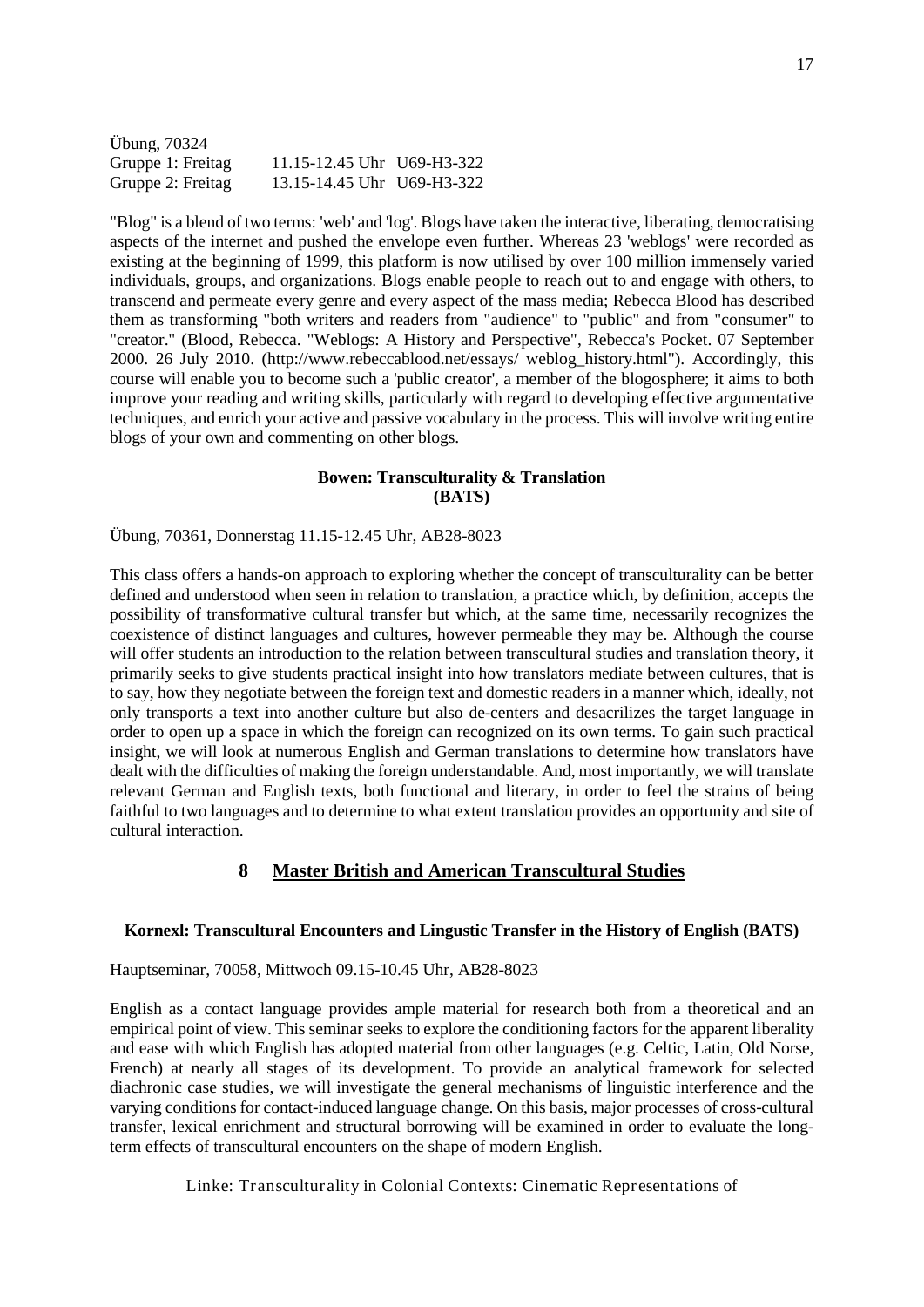Übung, 70324

| | | |
|---|---|---|
| Gruppe 1: Freitag | 11.15-12.45 Uhr | U69-H3-322 |
| Gruppe 2: Freitag | 13.15-14.45 Uhr | U69-H3-322 |

"Blog" is a blend of two terms: 'web' and 'log'. Blogs have taken the interactive, liberating, democratising aspects of the internet and pushed the envelope even further. Whereas 23 'weblogs' were recorded as existing at the beginning of 1999, this platform is now utilised by over 100 million immensely varied individuals, groups, and organizations. Blogs enable people to reach out to and engage with others, to transcend and permeate every genre and every aspect of the mass media; Rebecca Blood has described them as transforming "both writers and readers from "audience" to "public" and from "consumer" to "creator." (Blood, Rebecca. "Weblogs: A History and Perspective", Rebecca's Pocket. 07 September 2000. 26 July 2010. (http://www.rebeccablood.net/essays/ weblog_history.html"). Accordingly, this course will enable you to become such a 'public creator', a member of the blogosphere; it aims to both improve your reading and writing skills, particularly with regard to developing effective argumentative techniques, and enrich your active and passive vocabulary in the process. This will involve writing entire blogs of your own and commenting on other blogs.

**Bowen: Transculturality & Translation**
**(BATS)**

Übung, 70361, Donnerstag 11.15-12.45 Uhr, AB28-8023

This class offers a hands-on approach to exploring whether the concept of transculturality can be better defined and understood when seen in relation to translation, a practice which, by definition, accepts the possibility of transformative cultural transfer but which, at the same time, necessarily recognizes the coexistence of distinct languages and cultures, however permeable they may be. Although the course will offer students an introduction to the relation between transcultural studies and translation theory, it primarily seeks to give students practical insight into how translators mediate between cultures, that is to say, how they negotiate between the foreign text and domestic readers in a manner which, ideally, not only transports a text into another culture but also de-centers and desacrilizes the target language in order to open up a space in which the foreign can recognized on its own terms. To gain such practical insight, we will look at numerous English and German translations to determine how translators have dealt with the difficulties of making the foreign understandable. And, most importantly, we will translate relevant German and English texts, both functional and literary, in order to feel the strains of being faithful to two languages and to determine to what extent translation provides an opportunity and site of cultural interaction.

## 8 Master British and American Transcultural Studies

**Kornexl: Transcultural Encounters and Lingustic Transfer in the History of English (BATS)**

Hauptseminar, 70058, Mittwoch 09.15-10.45 Uhr, AB28-8023

English as a contact language provides ample material for research both from a theoretical and an empirical point of view. This seminar seeks to explore the conditioning factors for the apparent liberality and ease with which English has adopted material from other languages (e.g. Celtic, Latin, Old Norse, French) at nearly all stages of its development. To provide an analytical framework for selected diachronic case studies, we will investigate the general mechanisms of linguistic interference and the varying conditions for contact-induced language change. On this basis, major processes of cross-cultural transfer, lexical enrichment and structural borrowing will be examined in order to evaluate the long-term effects of transcultural encounters on the shape of modern English.

Linke: Transculturality in Colonial Contexts: Cinematic Representations of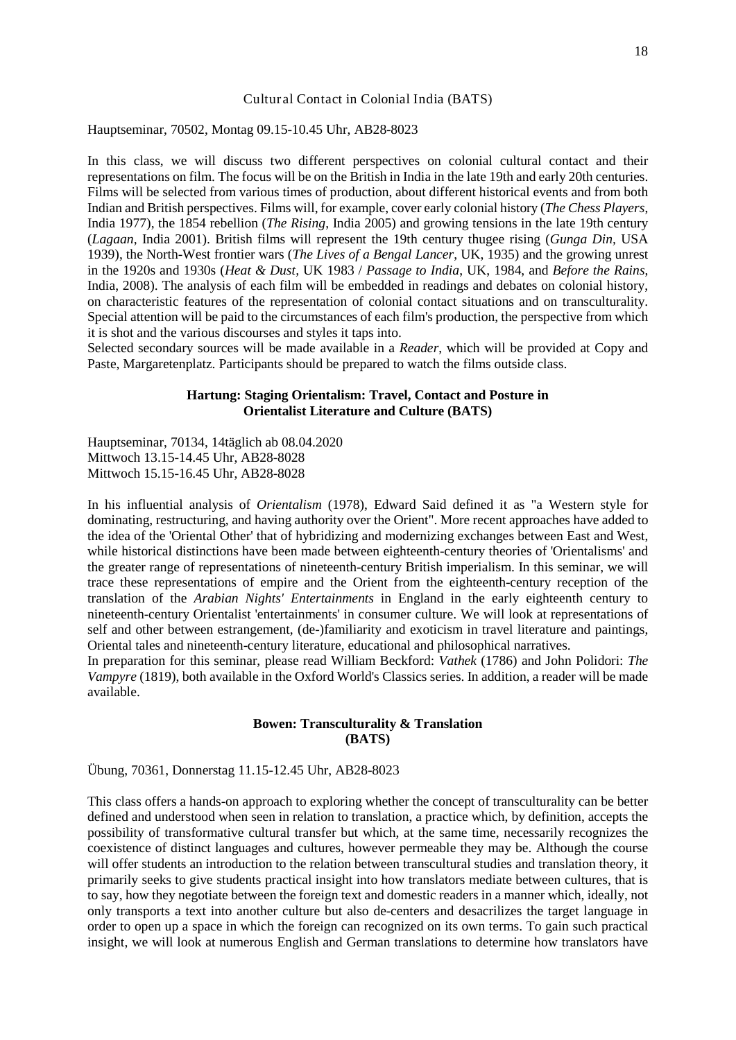### Cultural Contact in Colonial India (BATS)

Hauptseminar, 70502, Montag 09.15-10.45 Uhr, AB28-8023

In this class, we will discuss two different perspectives on colonial cultural contact and their representations on film. The focus will be on the British in India in the late 19th and early 20th centuries. Films will be selected from various times of production, about different historical events and from both Indian and British perspectives. Films will, for example, cover early colonial history (*The Chess Players*, India 1977), the 1854 rebellion (*The Rising*, India 2005) and growing tensions in the late 19th century (*Lagaan*, India 2001). British films will represent the 19th century thugee rising (*Gunga Din*, USA 1939), the North-West frontier wars (*The Lives of a Bengal Lancer*, UK, 1935) and the growing unrest in the 1920s and 1930s (*Heat & Dust*, UK 1983 / *Passage to India*, UK, 1984, and *Before the Rains*, India, 2008). The analysis of each film will be embedded in readings and debates on colonial history, on characteristic features of the representation of colonial contact situations and on transculturality. Special attention will be paid to the circumstances of each film's production, the perspective from which it is shot and the various discourses and styles it taps into.
Selected secondary sources will be made available in a *Reader*, which will be provided at Copy and Paste, Margaretenplatz. Participants should be prepared to watch the films outside class.

### Hartung: Staging Orientalism: Travel, Contact and Posture in Orientalist Literature and Culture (BATS)

Hauptseminar, 70134, 14täglich ab 08.04.2020
Mittwoch 13.15-14.45 Uhr, AB28-8028
Mittwoch 15.15-16.45 Uhr, AB28-8028

In his influential analysis of *Orientalism* (1978), Edward Said defined it as "a Western style for dominating, restructuring, and having authority over the Orient". More recent approaches have added to the idea of the 'Oriental Other' that of hybridizing and modernizing exchanges between East and West, while historical distinctions have been made between eighteenth-century theories of 'Orientalisms' and the greater range of representations of nineteenth-century British imperialism. In this seminar, we will trace these representations of empire and the Orient from the eighteenth-century reception of the translation of the *Arabian Nights' Entertainments* in England in the early eighteenth century to nineteenth-century Orientalist 'entertainments' in consumer culture. We will look at representations of self and other between estrangement, (de-)familiarity and exoticism in travel literature and paintings, Oriental tales and nineteenth-century literature, educational and philosophical narratives.
In preparation for this seminar, please read William Beckford: *Vathek* (1786) and John Polidori: *The Vampyre* (1819), both available in the Oxford World's Classics series. In addition, a reader will be made available.

### Bowen: Transculturality & Translation (BATS)

Übung, 70361, Donnerstag 11.15-12.45 Uhr, AB28-8023

This class offers a hands-on approach to exploring whether the concept of transculturality can be better defined and understood when seen in relation to translation, a practice which, by definition, accepts the possibility of transformative cultural transfer but which, at the same time, necessarily recognizes the coexistence of distinct languages and cultures, however permeable they may be. Although the course will offer students an introduction to the relation between transcultural studies and translation theory, it primarily seeks to give students practical insight into how translators mediate between cultures, that is to say, how they negotiate between the foreign text and domestic readers in a manner which, ideally, not only transports a text into another culture but also de-centers and desacrilizes the target language in order to open up a space in which the foreign can recognized on its own terms. To gain such practical insight, we will look at numerous English and German translations to determine how translators have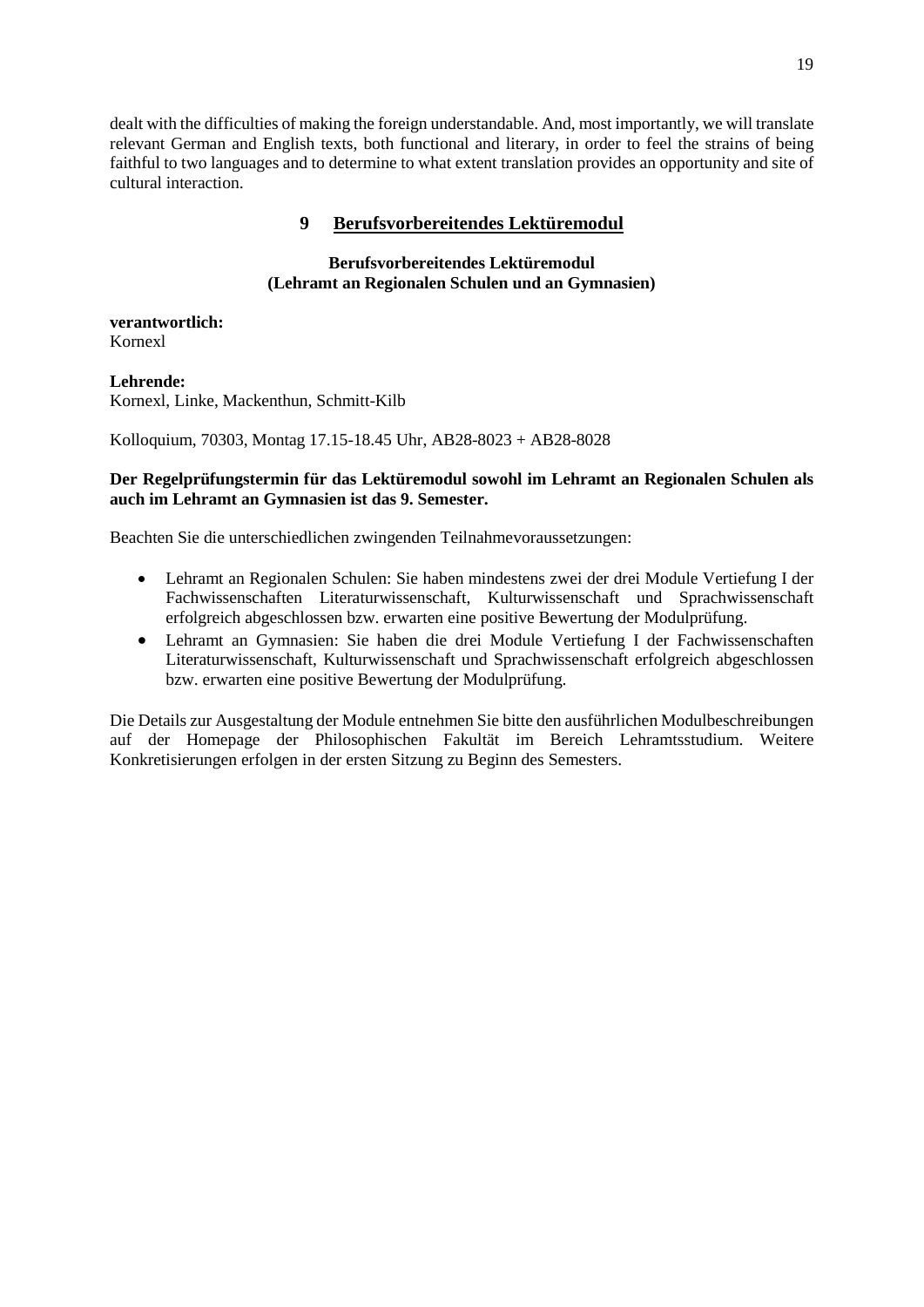dealt with the difficulties of making the foreign understandable. And, most importantly, we will translate relevant German and English texts, both functional and literary, in order to feel the strains of being faithful to two languages and to determine to what extent translation provides an opportunity and site of cultural interaction.

## 9 Berufsvorbereitendes Lektüremodul

### Berufsvorbereitendes Lektüremodul (Lehramt an Regionalen Schulen und an Gymnasien)

**verantwortlich:**
Kornexl

**Lehrende:**
Kornexl, Linke, Mackenthun, Schmitt-Kilb

Kolloquium, 70303, Montag 17.15-18.45 Uhr, AB28-8023 + AB28-8028

**Der Regelprüfungstermin für das Lektüremodul sowohl im Lehramt an Regionalen Schulen als auch im Lehramt an Gymnasien ist das 9. Semester.**

Beachten Sie die unterschiedlichen zwingenden Teilnahmevoraussetzungen:

- Lehramt an Regionalen Schulen: Sie haben mindestens zwei der drei Module Vertiefung I der Fachwissenschaften Literaturwissenschaft, Kulturwissenschaft und Sprachwissenschaft erfolgreich abgeschlossen bzw. erwarten eine positive Bewertung der Modulprüfung.
- Lehramt an Gymnasien: Sie haben die drei Module Vertiefung I der Fachwissenschaften Literaturwissenschaft, Kulturwissenschaft und Sprachwissenschaft erfolgreich abgeschlossen bzw. erwarten eine positive Bewertung der Modulprüfung.

Die Details zur Ausgestaltung der Module entnehmen Sie bitte den ausführlichen Modulbeschreibungen auf der Homepage der Philosophischen Fakultät im Bereich Lehramtsstudium. Weitere Konkretisierungen erfolgen in der ersten Sitzung zu Beginn des Semesters.